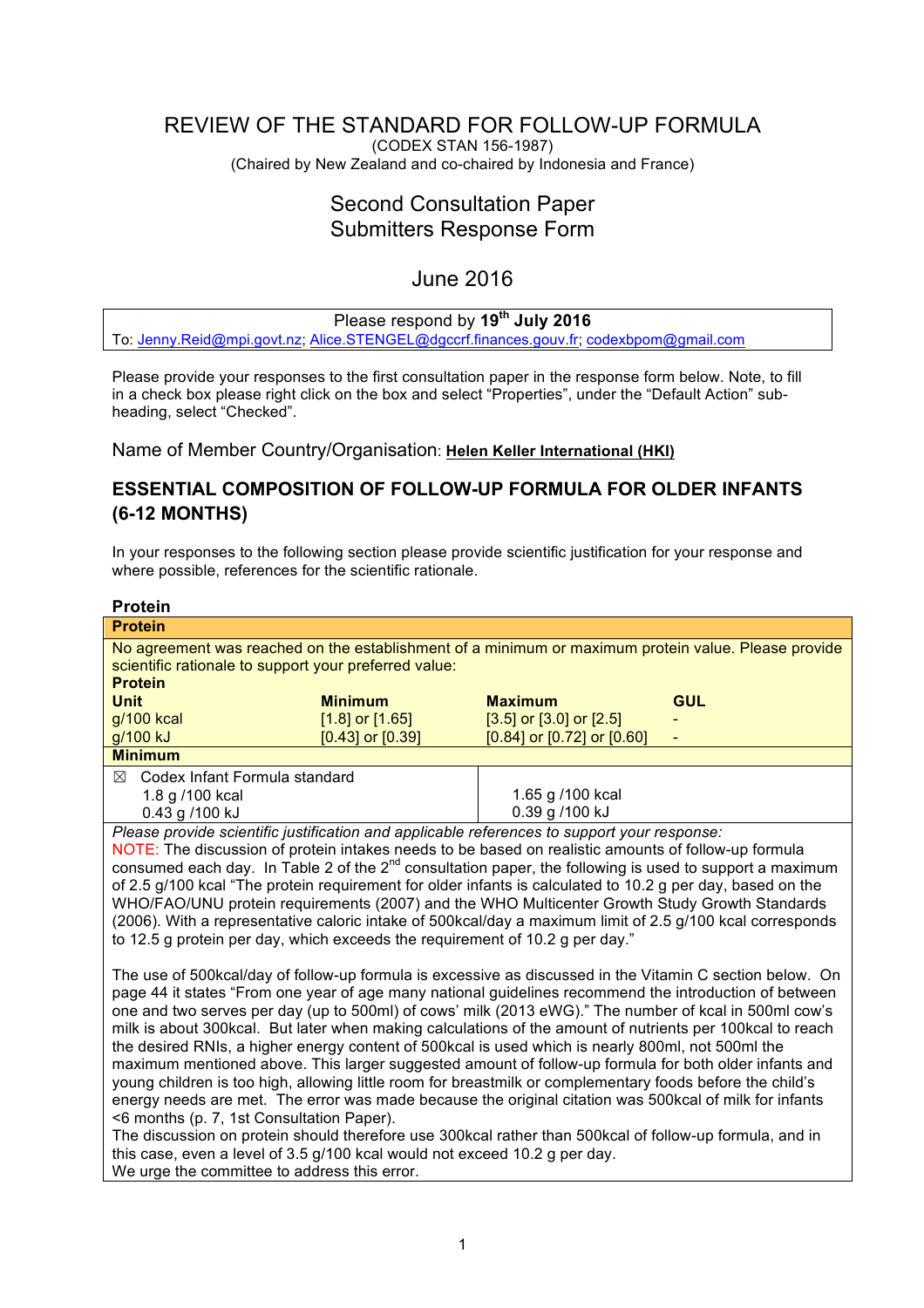# REVIEW OF THE STANDARD FOR FOLLOW-UP FORMULA

(CODEX STAN 156-1987)

(Chaired by New Zealand and co-chaired by Indonesia and France)

## Second Consultation Paper
## Submitters Response Form

## June 2016

| Please respond by **19th July 2016** |
|---|
| To: Jenny.Reid@mpi.govt.nz; Alice.STENGEL@dgccrf.finances.gouv.fr; codexbpom@gmail.com |

Please provide your responses to the first consultation paper in the response form below. Note, to fill in a check box please right click on the box and select "Properties", under the "Default Action" sub-heading, select "Checked".

Name of Member Country/Organisation: **Helen Keller International (HKI)**

## ESSENTIAL COMPOSITION OF FOLLOW-UP FORMULA FOR OLDER INFANTS (6-12 MONTHS)

In your responses to the following section please provide scientific justification for your response and where possible, references for the scientific rationale.

### Protein

**Protein**

No agreement was reached on the establishment of a minimum or maximum protein value. Please provide scientific rationale to support your preferred value:

**Protein**

| Unit | Minimum | Maximum | GUL |
|---|---|---|---|
| g/100 kcal | [1.8] or [1.65] | [3.5] or [3.0] or [2.5] | - |
| g/100 kJ | [0.43] or [0.39] | [0.84] or [0.72] or [0.60] | - |

**Minimum**

| ☒ Codex Infant Formula standard<br>1.8 g /100 kcal<br>0.43 g /100 kJ | <br>1.65 g /100 kcal<br>0.39 g /100 kJ |
|---|---|

*Please provide scientific justification and applicable references to support your response:*

NOTE: The discussion of protein intakes needs to be based on realistic amounts of follow-up formula consumed each day. In Table 2 of the 2nd consultation paper, the following is used to support a maximum of 2.5 g/100 kcal "The protein requirement for older infants is calculated to 10.2 g per day, based on the WHO/FAO/UNU protein requirements (2007) and the WHO Multicenter Growth Study Growth Standards (2006). With a representative caloric intake of 500kcal/day a maximum limit of 2.5 g/100 kcal corresponds to 12.5 g protein per day, which exceeds the requirement of 10.2 g per day."

The use of 500kcal/day of follow-up formula is excessive as discussed in the Vitamin C section below. On page 44 it states "From one year of age many national guidelines recommend the introduction of between one and two serves per day (up to 500ml) of cows' milk (2013 eWG)." The number of kcal in 500ml cow's milk is about 300kcal. But later when making calculations of the amount of nutrients per 100kcal to reach the desired RNIs, a higher energy content of 500kcal is used which is nearly 800ml, not 500ml the maximum mentioned above. This larger suggested amount of follow-up formula for both older infants and young children is too high, allowing little room for breastmilk or complementary foods before the child's energy needs are met. The error was made because the original citation was 500kcal of milk for infants <6 months (p. 7, 1st Consultation Paper).

The discussion on protein should therefore use 300kcal rather than 500kcal of follow-up formula, and in this case, even a level of 3.5 g/100 kcal would not exceed 10.2 g per day.

We urge the committee to address this error.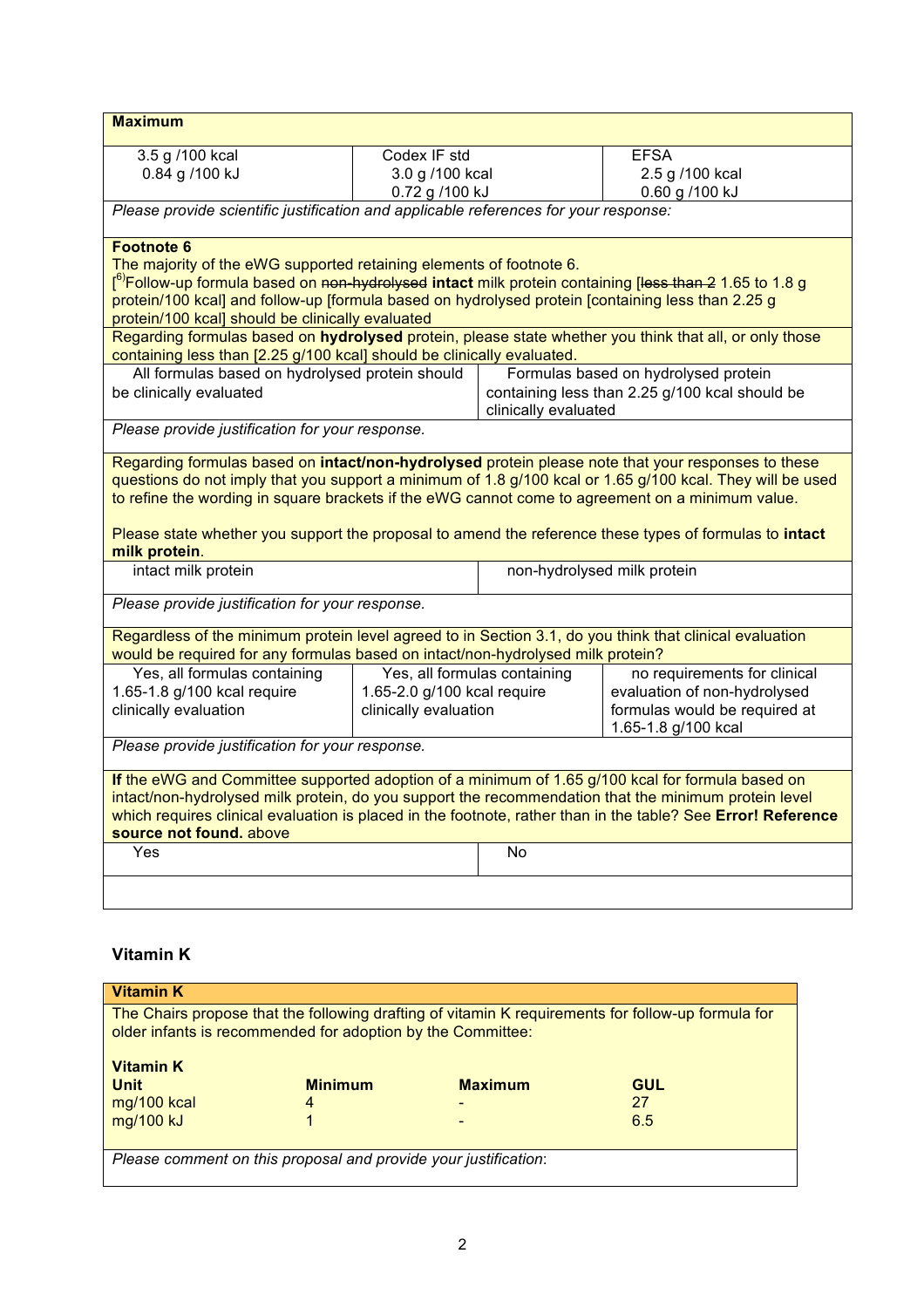| **Maximum** | | |
|---|---|---|
| 3.5 g /100 kcal<br>0.84 g /100 kJ | Codex IF std<br>3.0 g /100 kcal<br>0.72 g /100 kJ | EFSA<br>2.5 g /100 kcal<br>0.60 g /100 kJ |
| *Please provide scientific justification and applicable references for your response:* | | |

| **Footnote 6**<br>The majority of the eWG supported retaining elements of footnote 6.<br>[6)Follow-up formula based on ~~non-hydrolysed~~ **intact** milk protein containing [~~less than 2~~ 1.65 to 1.8 g protein/100 kcal] and follow-up [formula based on hydrolysed protein [containing less than 2.25 g protein/100 kcal] should be clinically evaluated | | |
|---|---|---|
| Regarding formulas based on **hydrolysed** protein, please state whether you think that all, or only those containing less than [2.25 g/100 kcal] should be clinically evaluated. | | |
| All formulas based on hydrolysed protein should be clinically evaluated | Formulas based on hydrolysed protein containing less than 2.25 g/100 kcal should be clinically evaluated | |
| *Please provide justification for your response.* | | |
| Regarding formulas based on **intact/non-hydrolysed** protein please note that your responses to these questions do not imply that you support a minimum of 1.8 g/100 kcal or 1.65 g/100 kcal. They will be used to refine the wording in square brackets if the eWG cannot come to agreement on a minimum value.<br><br>Please state whether you support the proposal to amend the reference these types of formulas to **intact milk protein**. | | |
| intact milk protein | non-hydrolysed milk protein | |
| *Please provide justification for your response.* | | |
| Regardless of the minimum protein level agreed to in Section 3.1, do you think that clinical evaluation would be required for any formulas based on intact/non-hydrolysed milk protein? | | |
| Yes, all formulas containing 1.65-1.8 g/100 kcal require clinically evaluation | Yes, all formulas containing 1.65-2.0 g/100 kcal require clinically evaluation | no requirements for clinical evaluation of non-hydrolysed formulas would be required at 1.65-1.8 g/100 kcal |
| *Please provide justification for your response.* | | |
| **If** the eWG and Committee supported adoption of a minimum of 1.65 g/100 kcal for formula based on intact/non-hydrolysed milk protein, do you support the recommendation that the minimum protein level which requires clinical evaluation is placed in the footnote, rather than in the table? See **Error! Reference source not found.** above | | |
| Yes | No | |
| | | |

### Vitamin K

| **Vitamin K** | | | |
|---|---|---|---|
| The Chairs propose that the following drafting of vitamin K requirements for follow-up formula for older infants is recommended for adoption by the Committee: | | | |
| **Vitamin K** | | | |
| **Unit** | **Minimum** | **Maximum** | **GUL** |
| mg/100 kcal | 4 | - | 27 |
| mg/100 kJ | 1 | - | 6.5 |
| *Please comment on this proposal and provide your justification*: | | | |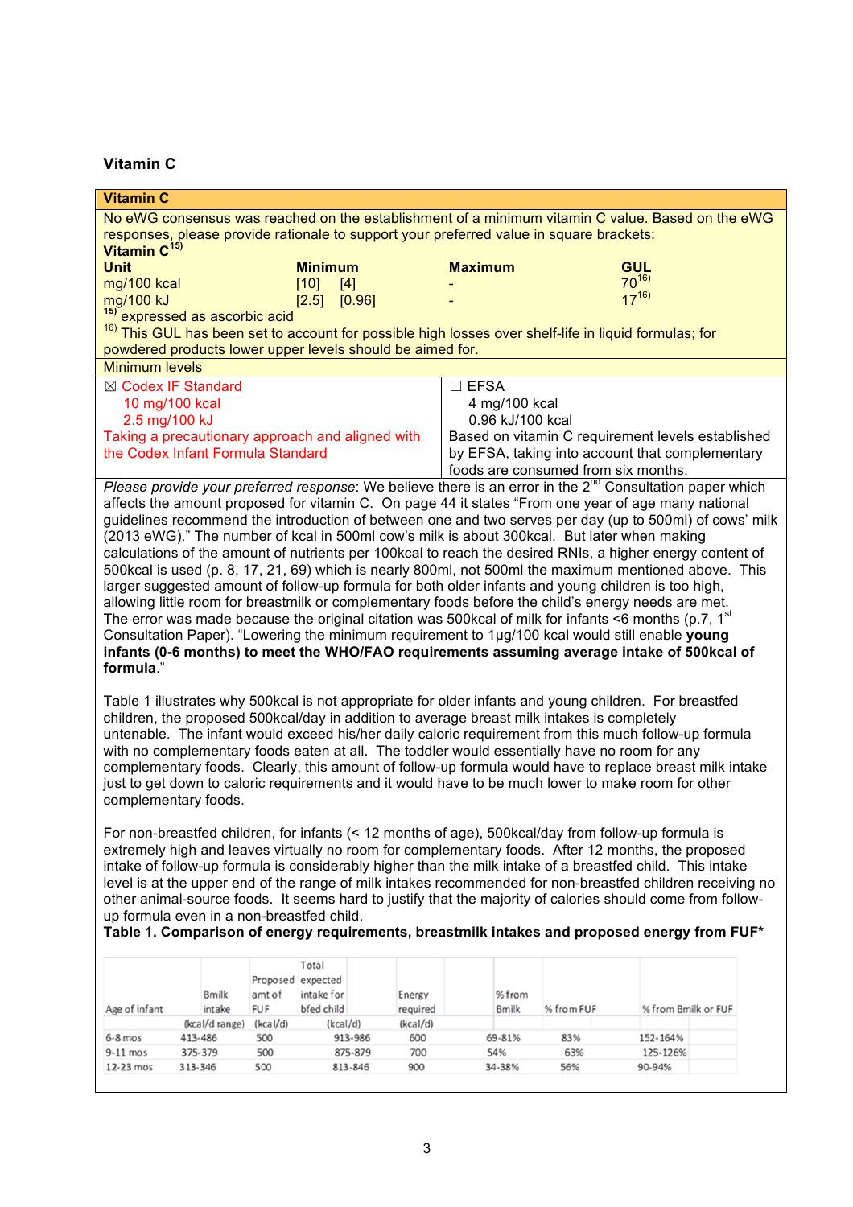## Vitamin C

| Vitamin C | | | |
|---|---|---|---|
| No eWG consensus was reached on the establishment of a minimum vitamin C value. Based on the eWG responses, please provide rationale to support your preferred value in square brackets: | | | |
| **Vitamin C**[15] | | | |
| **Unit** | **Minimum** | **Maximum** | **GUL** |
| mg/100 kcal | [10] [4] | - | 70[16] |
| mg/100 kJ | [2.5] [0.96] | - | 17[16] |

[15] expressed as ascorbic acid

[16] This GUL has been set to account for possible high losses over shelf-life in liquid formulas; for powdered products lower upper levels should be aimed for.

**Minimum levels**

| ☒ Codex IF Standard | ☐ EFSA |
|---|---|
| 10 mg/100 kcal<br>2.5 mg/100 kJ<br>Taking a precautionary approach and aligned with the Codex Infant Formula Standard | 4 mg/100 kcal<br>0.96 kJ/100 kcal<br>Based on vitamin C requirement levels established by EFSA, taking into account that complementary foods are consumed from six months. |

*Please provide your preferred response*: We believe there is an error in the 2nd Consultation paper which affects the amount proposed for vitamin C. On page 44 it states "From one year of age many national guidelines recommend the introduction of between one and two serves per day (up to 500ml) of cows' milk (2013 eWG)." The number of kcal in 500ml cow's milk is about 300kcal. But later when making calculations of the amount of nutrients per 100kcal to reach the desired RNIs, a higher energy content of 500kcal is used (p. 8, 17, 21, 69) which is nearly 800ml, not 500ml the maximum mentioned above. This larger suggested amount of follow-up formula for both older infants and young children is too high, allowing little room for breastmilk or complementary foods before the child's energy needs are met. The error was made because the original citation was 500kcal of milk for infants <6 months (p.7, 1st Consultation Paper). "Lowering the minimum requirement to 1µg/100 kcal would still enable **young infants (0-6 months) to meet the WHO/FAO requirements assuming average intake of 500kcal of formula**."

Table 1 illustrates why 500kcal is not appropriate for older infants and young children. For breastfed children, the proposed 500kcal/day in addition to average breast milk intakes is completely untenable. The infant would exceed his/her daily caloric requirement from this much follow-up formula with no complementary foods eaten at all. The toddler would essentially have no room for any complementary foods. Clearly, this amount of follow-up formula would have to replace breast milk intake just to get down to caloric requirements and it would have to be much lower to make room for other complementary foods.

For non-breastfed children, for infants (< 12 months of age), 500kcal/day from follow-up formula is extremely high and leaves virtually no room for complementary foods. After 12 months, the proposed intake of follow-up formula is considerably higher than the milk intake of a breastfed child. This intake level is at the upper end of the range of milk intakes recommended for non-breastfed children receiving no other animal-source foods. It seems hard to justify that the majority of calories should come from follow-up formula even in a non-breastfed child.

**Table 1. Comparison of energy requirements, breastmilk intakes and proposed energy from FUF***

| Age of infant | Bmilk intake | Proposed amt of FUF | Total expected intake for bfed child | Energy required | % from Bmilk | % from FUF | % from Bmilk or FUF |
|---|---|---|---|---|---|---|---|
| | (kcal/d range) | (kcal/d) | (kcal/d) | (kcal/d) | | | |
| 6-8 mos | 413-486 | 500 | 913-986 | 600 | 69-81% | 83% | 152-164% |
| 9-11 mos | 375-379 | 500 | 875-879 | 700 | 54% | 63% | 125-126% |
| 12-23 mos | 313-346 | 500 | 813-846 | 900 | 34-38% | 56% | 90-94% |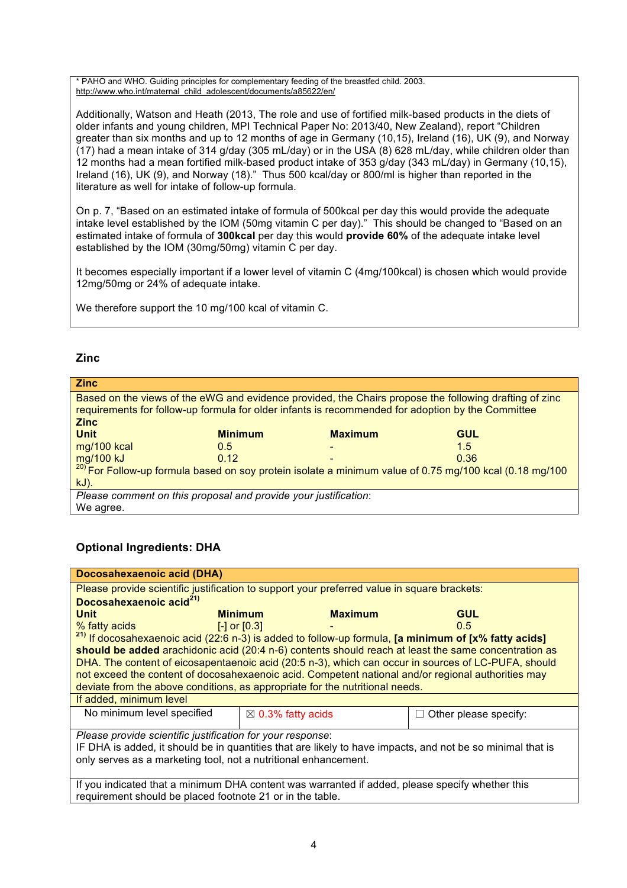* PAHO and WHO. Guiding principles for complementary feeding of the breastfed child. 2003. http://www.who.int/maternal_child_adolescent/documents/a85622/en/

Additionally, Watson and Heath (2013, The role and use of fortified milk-based products in the diets of older infants and young children, MPI Technical Paper No: 2013/40, New Zealand), report "Children greater than six months and up to 12 months of age in Germany (10,15), Ireland (16), UK (9), and Norway (17) had a mean intake of 314 g/day (305 mL/day) or in the USA (8) 628 mL/day, while children older than 12 months had a mean fortified milk-based product intake of 353 g/day (343 mL/day) in Germany (10,15), Ireland (16), UK (9), and Norway (18)." Thus 500 kcal/day or 800/ml is higher than reported in the literature as well for intake of follow-up formula.

On p. 7, "Based on an estimated intake of formula of 500kcal per day this would provide the adequate intake level established by the IOM (50mg vitamin C per day)." This should be changed to "Based on an estimated intake of formula of **300kcal** per day this would **provide 60%** of the adequate intake level established by the IOM (30mg/50mg) vitamin C per day.

It becomes especially important if a lower level of vitamin C (4mg/100kcal) is chosen which would provide 12mg/50mg or 24% of adequate intake.

We therefore support the 10 mg/100 kcal of vitamin C.

## Zinc

**Zinc**

Based on the views of the eWG and evidence provided, the Chairs propose the following drafting of zinc requirements for follow-up formula for older infants is recommended for adoption by the Committee

**Zinc**

| Unit | Minimum | Maximum | GUL |
|---|---|---|---|
| mg/100 kcal | 0.5 | - | 1.5 |
| mg/100 kJ | 0.12 | - | 0.36 |

[20] For Follow-up formula based on soy protein isolate a minimum value of 0.75 mg/100 kcal (0.18 mg/100 kJ).

*Please comment on this proposal and provide your justification*:
We agree.

## Optional Ingredients: DHA

**Docosahexaenoic acid (DHA)**

Please provide scientific justification to support your preferred value in square brackets:

**Docosahexaenoic acid[21]**

| Unit | Minimum | Maximum | GUL |
|---|---|---|---|
| % fatty acids | [-] or [0.3] | - | 0.5 |

[21] If docosahexaenoic acid (22:6 n-3) is added to follow-up formula, **[a minimum of [x% fatty acids] should be added** arachidonic acid (20:4 n-6) contents should reach at least the same concentration as DHA. The content of eicosapentaenoic acid (20:5 n-3), which can occur in sources of LC-PUFA, should not exceed the content of docosahexaenoic acid. Competent national and/or regional authorities may deviate from the above conditions, as appropriate for the nutritional needs.

| If added, minimum level | | |
|---|---|---|
| No minimum level specified | ☒ 0.3% fatty acids | ☐ Other please specify: |

*Please provide scientific justification for your response*:
IF DHA is added, it should be in quantities that are likely to have impacts, and not be so minimal that is only serves as a marketing tool, not a nutritional enhancement.

If you indicated that a minimum DHA content was warranted if added, please specify whether this requirement should be placed footnote 21 or in the table.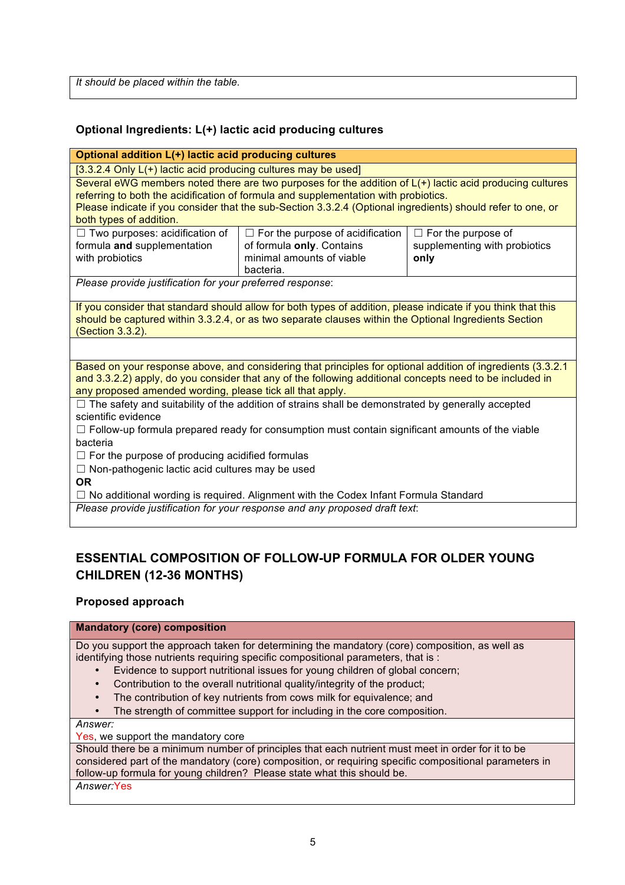| *It should be placed within the table.* |
|---|

### Optional Ingredients: L(+) lactic acid producing cultures

| **Optional addition L(+) lactic acid producing cultures** | | |
|---|---|---|
| [3.3.2.4 Only L(+) lactic acid producing cultures may be used] | | |
| Several eWG members noted there are two purposes for the addition of L(+) lactic acid producing cultures referring to both the acidification of formula and supplementation with probiotics. Please indicate if you consider that the sub-Section 3.3.2.4 (Optional ingredients) should refer to one, or both types of addition. | | |
| ☐ Two purposes: acidification of formula **and** supplementation with probiotics | ☐ For the purpose of acidification of formula **only**. Contains minimal amounts of viable bacteria. | ☐ For the purpose of supplementing with probiotics **only** |
| *Please provide justification for your preferred response*: | | |
| If you consider that standard should allow for both types of addition, please indicate if you think that this should be captured within 3.3.2.4, or as two separate clauses within the Optional Ingredients Section (Section 3.3.2). | | |
| | | |
| Based on your response above, and considering that principles for optional addition of ingredients (3.3.2.1 and 3.3.2.2) apply, do you consider that any of the following additional concepts need to be included in any proposed amended wording, please tick all that apply. | | |
| ☐ The safety and suitability of the addition of strains shall be demonstrated by generally accepted scientific evidence<br>☐ Follow-up formula prepared ready for consumption must contain significant amounts of the viable bacteria<br>☐ For the purpose of producing acidified formulas<br>☐ Non-pathogenic lactic acid cultures may be used<br>**OR**<br>☐ No additional wording is required. Alignment with the Codex Infant Formula Standard | | |
| *Please provide justification for your response and any proposed draft text*: | | |

## ESSENTIAL COMPOSITION OF FOLLOW-UP FORMULA FOR OLDER YOUNG CHILDREN (12-36 MONTHS)

### Proposed approach

| **Mandatory (core) composition** |
|---|
| Do you support the approach taken for determining the mandatory (core) composition, as well as identifying those nutrients requiring specific compositional parameters, that is :<br>• Evidence to support nutritional issues for young children of global concern;<br>• Contribution to the overall nutritional quality/integrity of the product;<br>• The contribution of key nutrients from cows milk for equivalence; and<br>• The strength of committee support for including in the core composition. |
| *Answer:*<br>Yes, we support the mandatory core |
| Should there be a minimum number of principles that each nutrient must meet in order for it to be considered part of the mandatory (core) composition, or requiring specific compositional parameters in follow-up formula for young children? Please state what this should be. |
| *Answer:*Yes |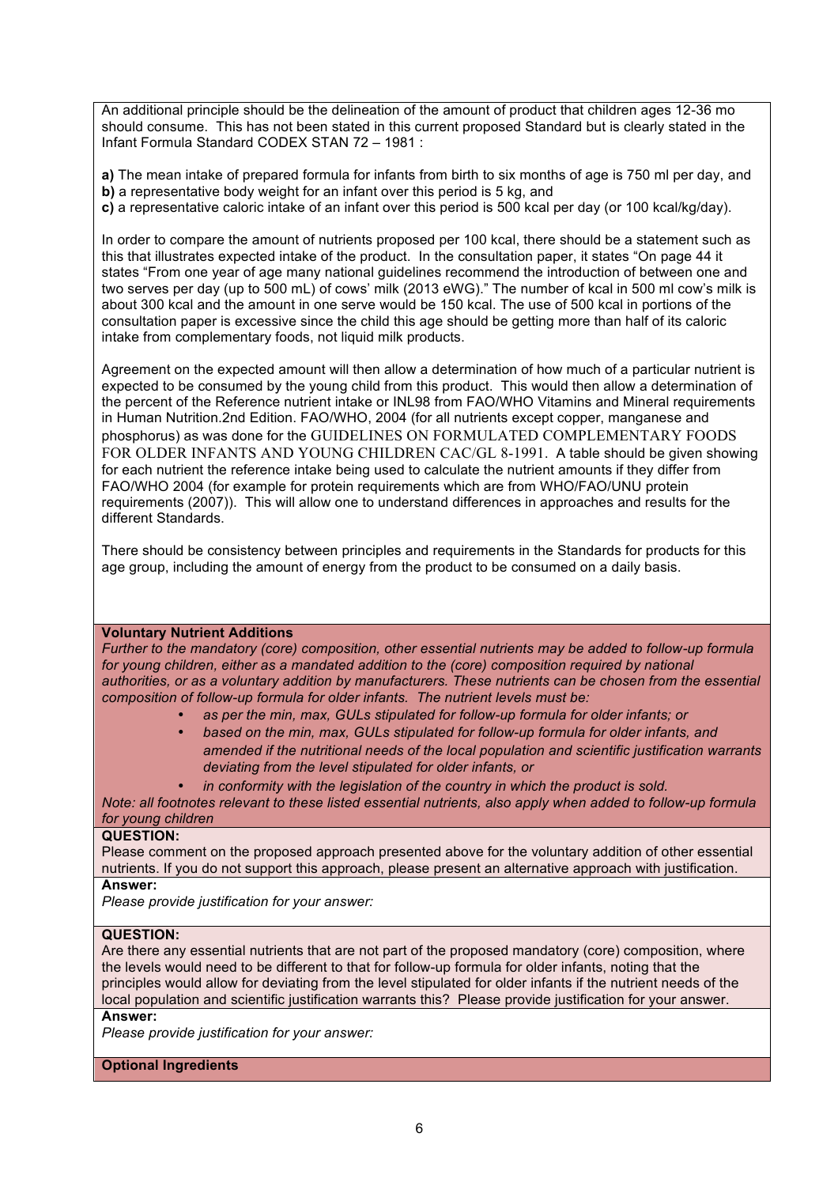An additional principle should be the delineation of the amount of product that children ages 12-36 mo should consume. This has not been stated in this current proposed Standard but is clearly stated in the Infant Formula Standard CODEX STAN 72 – 1981 :

**a)** The mean intake of prepared formula for infants from birth to six months of age is 750 ml per day, and
**b)** a representative body weight for an infant over this period is 5 kg, and
**c)** a representative caloric intake of an infant over this period is 500 kcal per day (or 100 kcal/kg/day).

In order to compare the amount of nutrients proposed per 100 kcal, there should be a statement such as this that illustrates expected intake of the product. In the consultation paper, it states "On page 44 it states "From one year of age many national guidelines recommend the introduction of between one and two serves per day (up to 500 mL) of cows' milk (2013 eWG)." The number of kcal in 500 ml cow's milk is about 300 kcal and the amount in one serve would be 150 kcal. The use of 500 kcal in portions of the consultation paper is excessive since the child this age should be getting more than half of its caloric intake from complementary foods, not liquid milk products.

Agreement on the expected amount will then allow a determination of how much of a particular nutrient is expected to be consumed by the young child from this product. This would then allow a determination of the percent of the Reference nutrient intake or INL98 from FAO/WHO Vitamins and Mineral requirements in Human Nutrition.2nd Edition. FAO/WHO, 2004 (for all nutrients except copper, manganese and phosphorus) as was done for the GUIDELINES ON FORMULATED COMPLEMENTARY FOODS FOR OLDER INFANTS AND YOUNG CHILDREN CAC/GL 8-1991. A table should be given showing for each nutrient the reference intake being used to calculate the nutrient amounts if they differ from FAO/WHO 2004 (for example for protein requirements which are from WHO/FAO/UNU protein requirements (2007)). This will allow one to understand differences in approaches and results for the different Standards.

There should be consistency between principles and requirements in the Standards for products for this age group, including the amount of energy from the product to be consumed on a daily basis.

**Voluntary Nutrient Additions**

*Further to the mandatory (core) composition, other essential nutrients may be added to follow-up formula for young children, either as a mandated addition to the (core) composition required by national authorities, or as a voluntary addition by manufacturers. These nutrients can be chosen from the essential composition of follow-up formula for older infants. The nutrient levels must be:*

- *as per the min, max, GULs stipulated for follow-up formula for older infants; or*
- *based on the min, max, GULs stipulated for follow-up formula for older infants, and amended if the nutritional needs of the local population and scientific justification warrants deviating from the level stipulated for older infants, or*
- *in conformity with the legislation of the country in which the product is sold.*

*Note: all footnotes relevant to these listed essential nutrients, also apply when added to follow-up formula for young children*

**QUESTION:**

Please comment on the proposed approach presented above for the voluntary addition of other essential nutrients. If you do not support this approach, please present an alternative approach with justification.

**Answer:**

*Please provide justification for your answer:*

**QUESTION:**

Are there any essential nutrients that are not part of the proposed mandatory (core) composition, where the levels would need to be different to that for follow-up formula for older infants, noting that the principles would allow for deviating from the level stipulated for older infants if the nutrient needs of the local population and scientific justification warrants this? Please provide justification for your answer.

**Answer:**

*Please provide justification for your answer:*

**Optional Ingredients**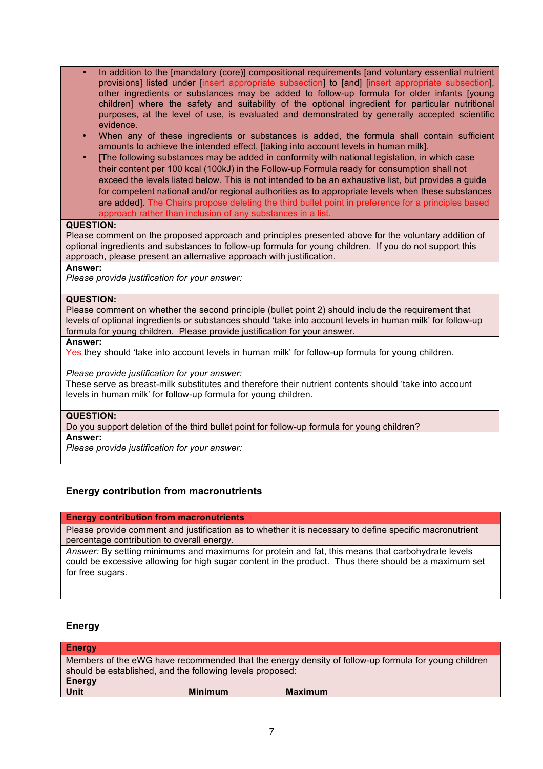- In addition to the [mandatory (core)] compositional requirements [and voluntary essential nutrient provisions] listed under [insert appropriate subsection] ~~to~~ [and] [insert appropriate subsection], other ingredients or substances may be added to follow-up formula for ~~older infants~~ [young children] where the safety and suitability of the optional ingredient for particular nutritional purposes, at the level of use, is evaluated and demonstrated by generally accepted scientific evidence.
- When any of these ingredients or substances is added, the formula shall contain sufficient amounts to achieve the intended effect, [taking into account levels in human milk].
- [The following substances may be added in conformity with national legislation, in which case their content per 100 kcal (100kJ) in the Follow-up Formula ready for consumption shall not exceed the levels listed below. This is not intended to be an exhaustive list, but provides a guide for competent national and/or regional authorities as to appropriate levels when these substances are added]. The Chairs propose deleting the third bullet point in preference for a principles based approach rather than inclusion of any substances in a list.

**QUESTION:**
Please comment on the proposed approach and principles presented above for the voluntary addition of optional ingredients and substances to follow-up formula for young children. If you do not support this approach, please present an alternative approach with justification.

**Answer:**
*Please provide justification for your answer:*

**QUESTION:**
Please comment on whether the second principle (bullet point 2) should include the requirement that levels of optional ingredients or substances should 'take into account levels in human milk' for follow-up formula for young children. Please provide justification for your answer.

**Answer:**
Yes they should 'take into account levels in human milk' for follow-up formula for young children.

*Please provide justification for your answer:*
These serve as breast-milk substitutes and therefore their nutrient contents should 'take into account levels in human milk' for follow-up formula for young children.

**QUESTION:**
Do you support deletion of the third bullet point for follow-up formula for young children?

**Answer:**
*Please provide justification for your answer:*

### Energy contribution from macronutrients

**Energy contribution from macronutrients**

Please provide comment and justification as to whether it is necessary to define specific macronutrient percentage contribution to overall energy.

*Answer:* By setting minimums and maximums for protein and fat, this means that carbohydrate levels could be excessive allowing for high sugar content in the product. Thus there should be a maximum set for free sugars.

### Energy

**Energy**

Members of the eWG have recommended that the energy density of follow-up formula for young children should be established, and the following levels proposed:

**Energy**

| Unit | Minimum | Maximum |
|---|---|---|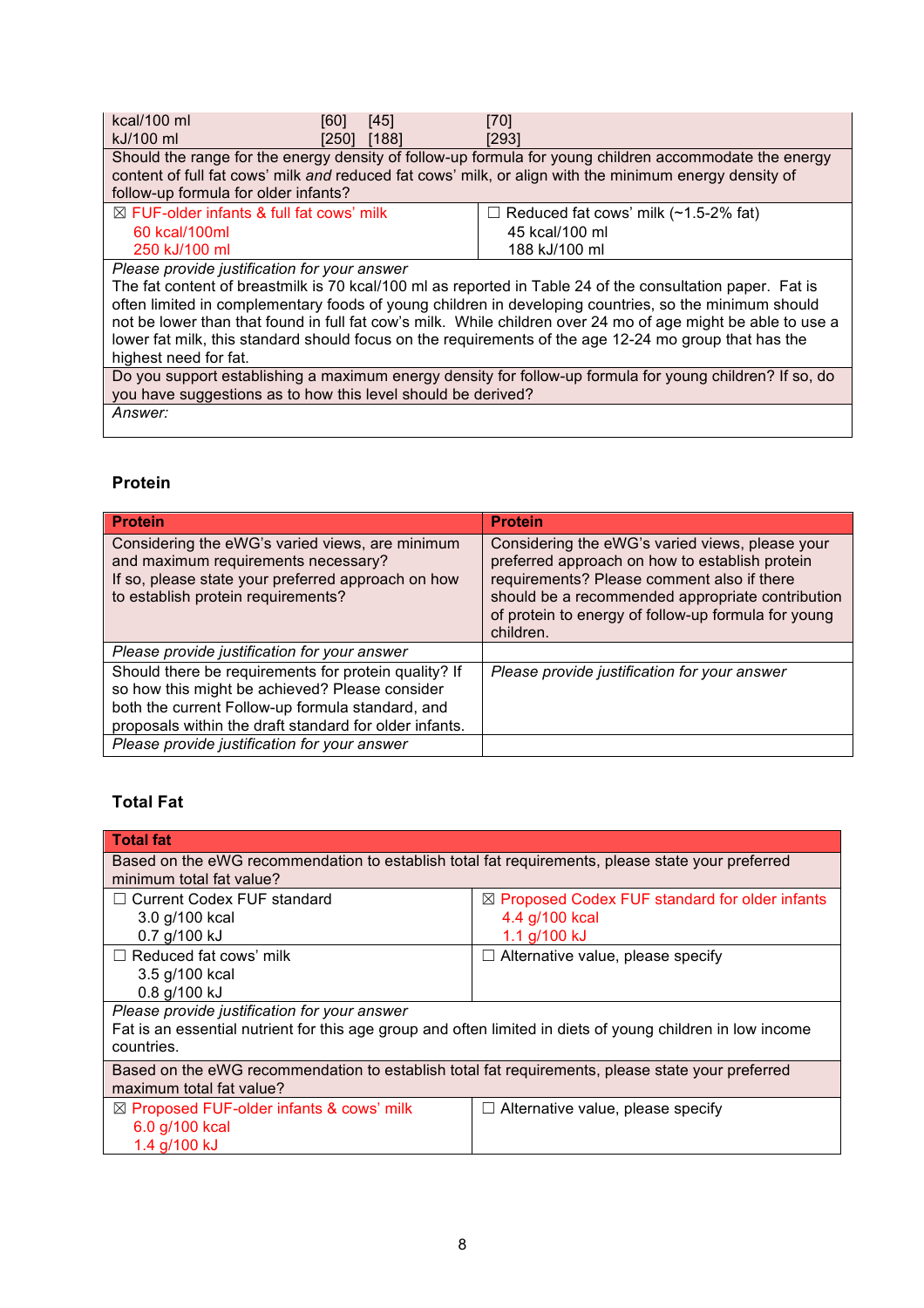| | | | |
|---|---|---|---|
| kcal/100 ml | [60] | [45] | [70] |
| kJ/100 ml | [250] | [188] | [293] |

| Should the range for the energy density of follow-up formula for young children accommodate the energy content of full fat cows' milk *and* reduced fat cows' milk, or align with the minimum energy density of follow-up formula for older infants? | |
|---|---|
| ☒ FUF-older infants & full fat cows' milk<br>60 kcal/100ml<br>250 kJ/100 ml | ☐ Reduced fat cows' milk (~1.5-2% fat)<br>45 kcal/100 ml<br>188 kJ/100 ml |
| *Please provide justification for your answer*<br>The fat content of breastmilk is 70 kcal/100 ml as reported in Table 24 of the consultation paper. Fat is often limited in complementary foods of young children in developing countries, so the minimum should not be lower than that found in full fat cow's milk. While children over 24 mo of age might be able to use a lower fat milk, this standard should focus on the requirements of the age 12-24 mo group that has the highest need for fat. | |
| Do you support establishing a maximum energy density for follow-up formula for young children? If so, do you have suggestions as to how this level should be derived? | |
| *Answer:* | |

### Protein

| Protein | Protein |
|---|---|
| Considering the eWG's varied views, are minimum and maximum requirements necessary?<br>If so, please state your preferred approach on how to establish protein requirements? | Considering the eWG's varied views, please your preferred approach on how to establish protein requirements? Please comment also if there should be a recommended appropriate contribution of protein to energy of follow-up formula for young children. |
| *Please provide justification for your answer* | |
| Should there be requirements for protein quality? If so how this might be achieved? Please consider both the current Follow-up formula standard, and proposals within the draft standard for older infants. | *Please provide justification for your answer* |
| *Please provide justification for your answer* | |

### Total Fat

| Total fat | |
|---|---|
| Based on the eWG recommendation to establish total fat requirements, please state your preferred minimum total fat value? | |
| ☐ Current Codex FUF standard<br>3.0 g/100 kcal<br>0.7 g/100 kJ | ☒ Proposed Codex FUF standard for older infants<br>4.4 g/100 kcal<br>1.1 g/100 kJ |
| ☐ Reduced fat cows' milk<br>3.5 g/100 kcal<br>0.8 g/100 kJ | ☐ Alternative value, please specify |
| *Please provide justification for your answer*<br>Fat is an essential nutrient for this age group and often limited in diets of young children in low income countries. | |
| Based on the eWG recommendation to establish total fat requirements, please state your preferred maximum total fat value? | |
| ☒ Proposed FUF-older infants & cows' milk<br>6.0 g/100 kcal<br>1.4 g/100 kJ | ☐ Alternative value, please specify |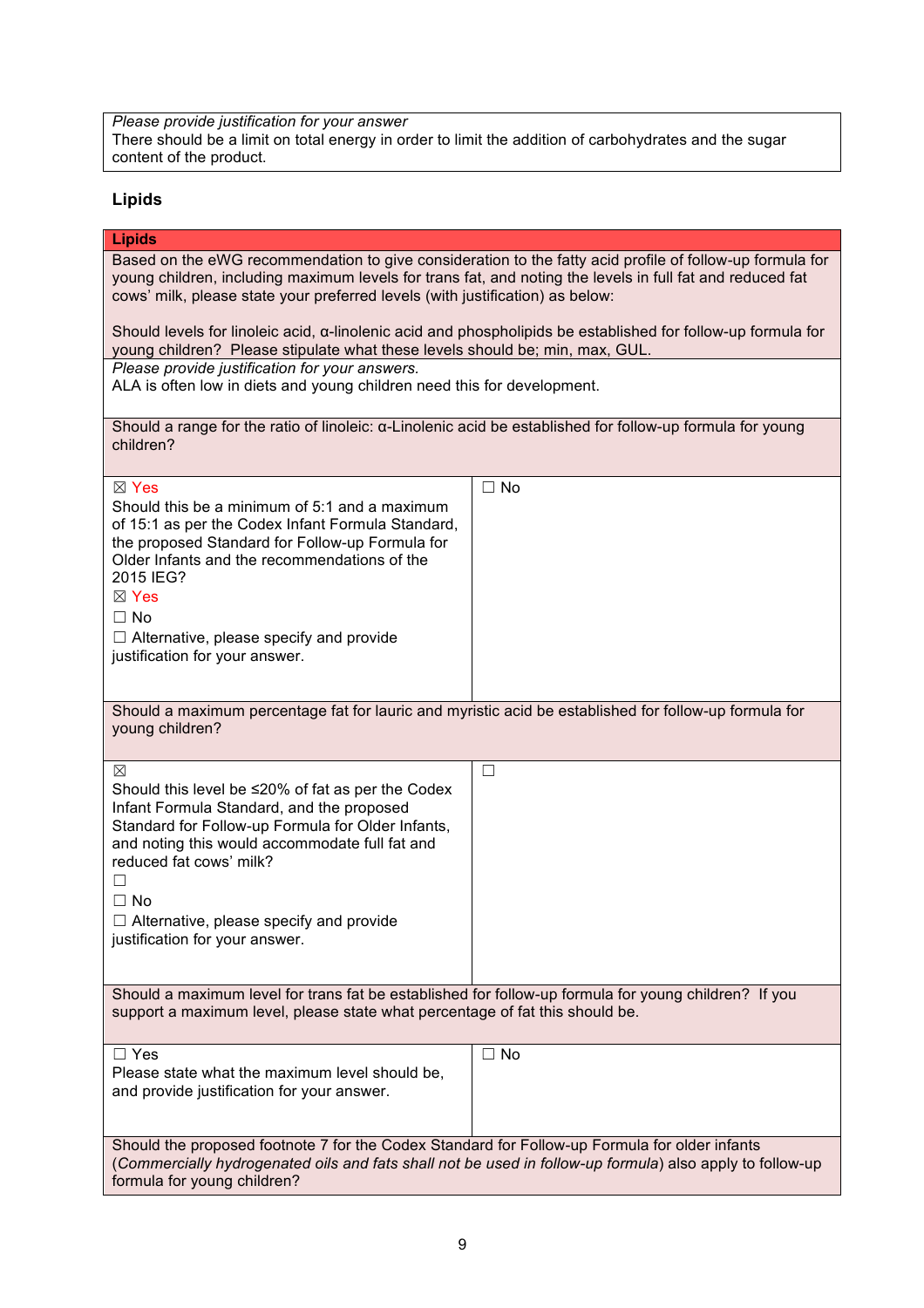| Please provide justification for your answer |
|---|
| *Please provide justification for your answer*<br>There should be a limit on total energy in order to limit the addition of carbohydrates and the sugar content of the product. |

### Lipids

| Lipids | |
|---|---|
| Based on the eWG recommendation to give consideration to the fatty acid profile of follow-up formula for young children, including maximum levels for trans fat, and noting the levels in full fat and reduced fat cows' milk, please state your preferred levels (with justification) as below:<br><br>Should levels for linoleic acid, α-linolenic acid and phospholipids be established for follow-up formula for young children? Please stipulate what these levels should be; min, max, GUL. | |
| *Please provide justification for your answers.*<br>ALA is often low in diets and young children need this for development. | |
| Should a range for the ratio of linoleic: α-Linolenic acid be established for follow-up formula for young children? | |
| ☒ Yes<br>Should this be a minimum of 5:1 and a maximum of 15:1 as per the Codex Infant Formula Standard, the proposed Standard for Follow-up Formula for Older Infants and the recommendations of the 2015 IEG?<br>☒ Yes<br>☐ No<br>☐ Alternative, please specify and provide justification for your answer. | ☐ No |
| Should a maximum percentage fat for lauric and myristic acid be established for follow-up formula for young children? | |
| ☒<br>Should this level be ≤20% of fat as per the Codex Infant Formula Standard, and the proposed Standard for Follow-up Formula for Older Infants, and noting this would accommodate full fat and reduced fat cows' milk?<br>☐<br>☐ No<br>☐ Alternative, please specify and provide justification for your answer. | ☐ |
| Should a maximum level for trans fat be established for follow-up formula for young children? If you support a maximum level, please state what percentage of fat this should be. | |
| ☐ Yes<br>Please state what the maximum level should be, and provide justification for your answer. | ☐ No |
| Should the proposed footnote 7 for the Codex Standard for Follow-up Formula for older infants (*Commercially hydrogenated oils and fats shall not be used in follow-up formula*) also apply to follow-up formula for young children? | |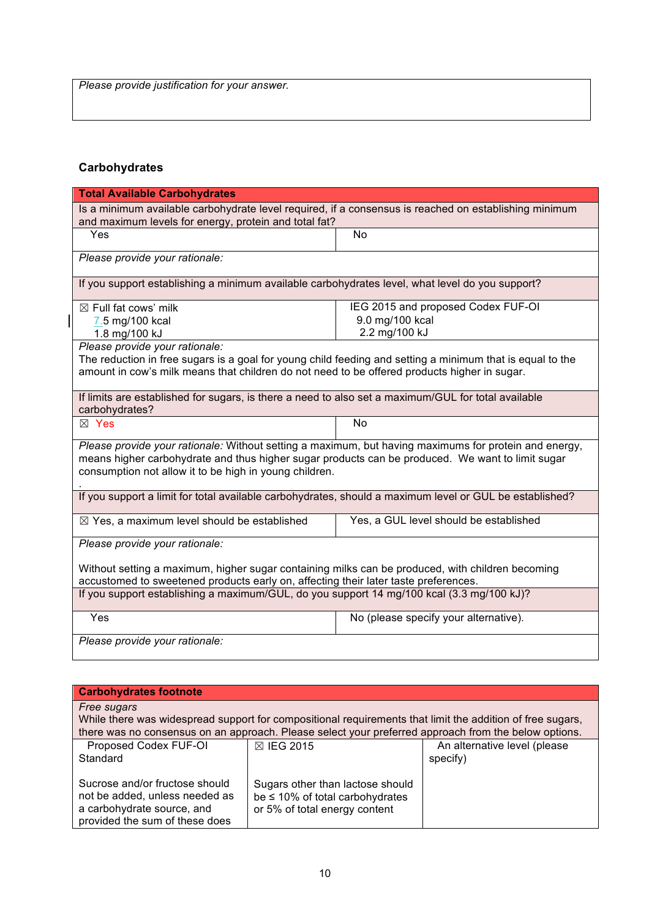| Please provide justification for your answer. |
|---|

**Carbohydrates**

| **Total Available Carbohydrates** | |
|---|---|
| Is a minimum available carbohydrate level required, if a consensus is reached on establishing minimum and maximum levels for energy, protein and total fat? | |
| Yes | No |
| *Please provide your rationale:* | |
| If you support establishing a minimum available carbohydrates level, what level do you support? | |
| ☒ Full fat cows' milk<br>7.5 mg/100 kcal<br>1.8 mg/100 kJ | IEG 2015 and proposed Codex FUF-OI<br>9.0 mg/100 kcal<br>2.2 mg/100 kJ |
| *Please provide your rationale:*<br>The reduction in free sugars is a goal for young child feeding and setting a minimum that is equal to the amount in cow's milk means that children do not need to be offered products higher in sugar. | |
| If limits are established for sugars, is there a need to also set a maximum/GUL for total available carbohydrates? | |
| ☒ Yes | No |
| *Please provide your rationale:* Without setting a maximum, but having maximums for protein and energy, means higher carbohydrate and thus higher sugar products can be produced. We want to limit sugar consumption not allow it to be high in young children.<br>. | |
| If you support a limit for total available carbohydrates, should a maximum level or GUL be established? | |
| ☒ Yes, a maximum level should be established | Yes, a GUL level should be established |
| *Please provide your rationale:*<br><br>Without setting a maximum, higher sugar containing milks can be produced, with children becoming accustomed to sweetened products early on, affecting their later taste preferences. | |
| If you support establishing a maximum/GUL, do you support 14 mg/100 kcal (3.3 mg/100 kJ)? | |
| Yes | No (please specify your alternative). |
| *Please provide your rationale:* | |

| **Carbohydrates footnote** | | |
|---|---|---|
| *Free sugars*<br>While there was widespread support for compositional requirements that limit the addition of free sugars, there was no consensus on an approach. Please select your preferred approach from the below options. | | |
| Proposed Codex FUF-OI Standard<br><br>Sucrose and/or fructose should not be added, unless needed as a carbohydrate source, and provided the sum of these does | ☒ IEG 2015<br><br>Sugars other than lactose should be ≤ 10% of total carbohydrates or 5% of total energy content | An alternative level (please specify) |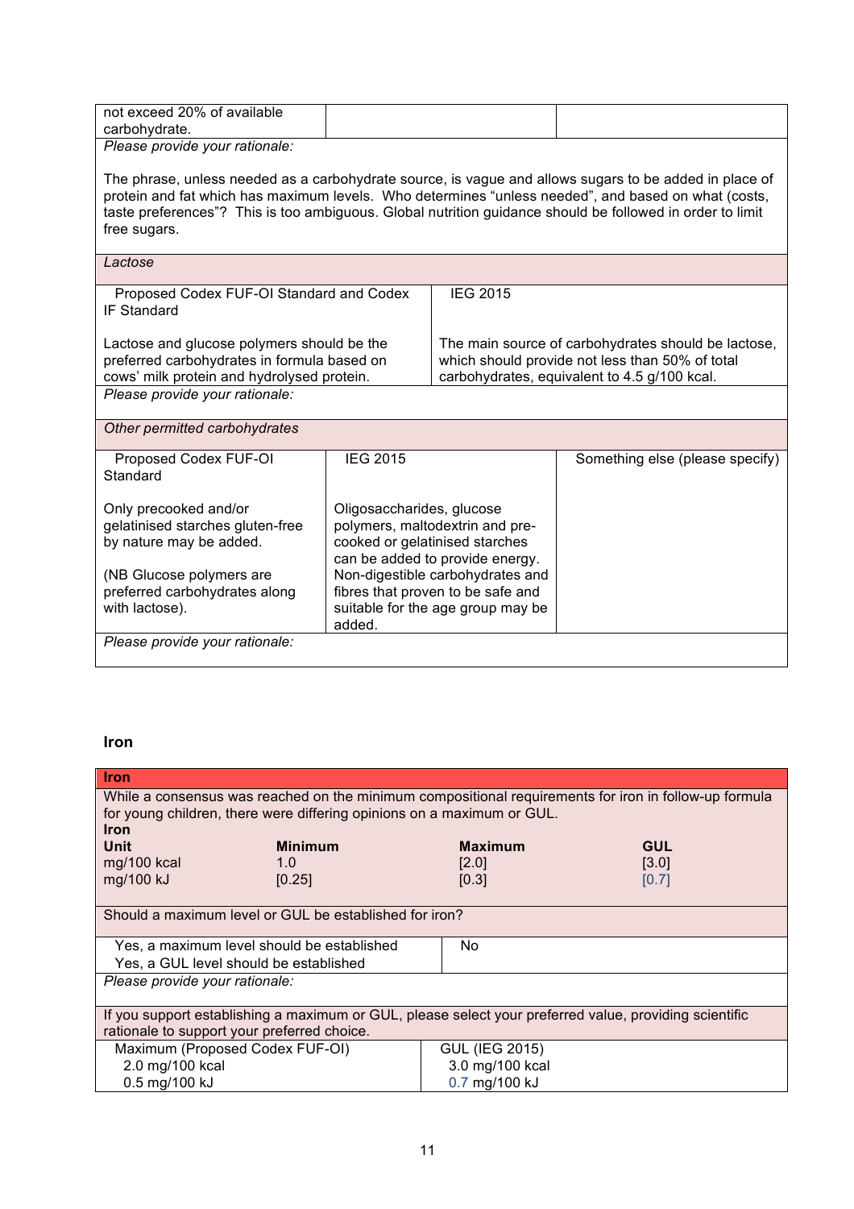| not exceed 20% of available carbohydrate. | | |
|---|---|---|

*Please provide your rationale:*

The phrase, unless needed as a carbohydrate source, is vague and allows sugars to be added in place of protein and fat which has maximum levels. Who determines "unless needed", and based on what (costs, taste preferences"? This is too ambiguous. Global nutrition guidance should be followed in order to limit free sugars.

*Lactose*

| Proposed Codex FUF-OI Standard and Codex IF Standard | IEG 2015 |
|---|---|
| Lactose and glucose polymers should be the preferred carbohydrates in formula based on cows' milk protein and hydrolysed protein. | The main source of carbohydrates should be lactose, which should provide not less than 50% of total carbohydrates, equivalent to 4.5 g/100 kcal. |

*Please provide your rationale:*

*Other permitted carbohydrates*

| Proposed Codex FUF-OI Standard | IEG 2015 | Something else (please specify) |
|---|---|---|
| Only precooked and/or gelatinised starches gluten-free by nature may be added.<br><br>(NB Glucose polymers are preferred carbohydrates along with lactose). | Oligosaccharides, glucose polymers, maltodextrin and pre-cooked or gelatinised starches can be added to provide energy. Non-digestible carbohydrates and fibres that proven to be safe and suitable for the age group may be added. | |

*Please provide your rationale:*

## Iron

**Iron**

While a consensus was reached on the minimum compositional requirements for iron in follow-up formula for young children, there were differing opinions on a maximum or GUL.

**Iron**

| Unit | Minimum | Maximum | GUL |
|---|---|---|---|
| mg/100 kcal | 1.0 | [2.0] | [3.0] |
| mg/100 kJ | [0.25] | [0.3] | [0.7] |

Should a maximum level or GUL be established for iron?

| Yes, a maximum level should be established<br>Yes, a GUL level should be established | No |
|---|---|

*Please provide your rationale:*

If you support establishing a maximum or GUL, please select your preferred value, providing scientific rationale to support your preferred choice.

| Maximum (Proposed Codex FUF-OI) | GUL (IEG 2015) |
|---|---|
| 2.0 mg/100 kcal<br>0.5 mg/100 kJ | 3.0 mg/100 kcal<br>0.7 mg/100 kJ |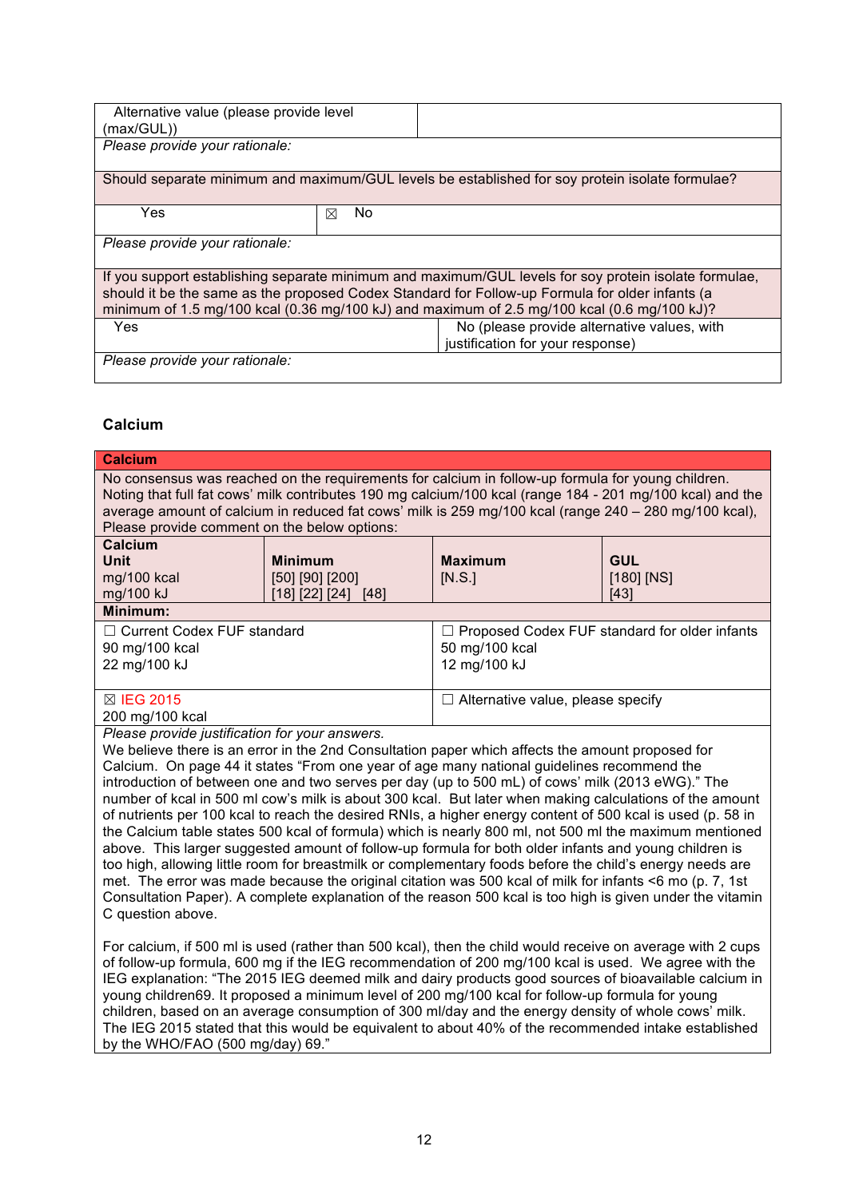| Alternative value (please provide level (max/GUL)) | |
|---|---|
| *Please provide your rationale:* | |

| Should separate minimum and maximum/GUL levels be established for soy protein isolate formulae? | |
|---|---|
| Yes | ☒ No |
| *Please provide your rationale:* | |

| If you support establishing separate minimum and maximum/GUL levels for soy protein isolate formulae, should it be the same as the proposed Codex Standard for Follow-up Formula for older infants (a minimum of 1.5 mg/100 kcal (0.36 mg/100 kJ) and maximum of 2.5 mg/100 kcal (0.6 mg/100 kJ)? | |
|---|---|
| Yes | No (please provide alternative values, with justification for your response) |
| *Please provide your rationale:* | |

### Calcium

| **Calcium** | | | |
|---|---|---|---|
| No consensus was reached on the requirements for calcium in follow-up formula for young children. Noting that full fat cows' milk contributes 190 mg calcium/100 kcal (range 184 - 201 mg/100 kcal) and the average amount of calcium in reduced fat cows' milk is 259 mg/100 kcal (range 240 – 280 mg/100 kcal), Please provide comment on the below options: | | | |
| **Calcium**<br>**Unit**<br>mg/100 kcal<br>mg/100 kJ | **Minimum**<br>[50] [90] [200]<br>[18] [22] [24] [48] | **Maximum**<br>[N.S.] | **GUL**<br>[180] [NS]<br>[43] |
| **Minimum:** | | | |
| ☐ Current Codex FUF standard<br>90 mg/100 kcal<br>22 mg/100 kJ | | ☐ Proposed Codex FUF standard for older infants<br>50 mg/100 kcal<br>12 mg/100 kJ | |
| ☒ IEG 2015<br>200 mg/100 kcal | | ☐ Alternative value, please specify | |

*Please provide justification for your answers.*

We believe there is an error in the 2nd Consultation paper which affects the amount proposed for Calcium. On page 44 it states "From one year of age many national guidelines recommend the introduction of between one and two serves per day (up to 500 mL) of cows' milk (2013 eWG)." The number of kcal in 500 ml cow's milk is about 300 kcal. But later when making calculations of the amount of nutrients per 100 kcal to reach the desired RNIs, a higher energy content of 500 kcal is used (p. 58 in the Calcium table states 500 kcal of formula) which is nearly 800 ml, not 500 ml the maximum mentioned above. This larger suggested amount of follow-up formula for both older infants and young children is too high, allowing little room for breastmilk or complementary foods before the child's energy needs are met. The error was made because the original citation was 500 kcal of milk for infants <6 mo (p. 7, 1st Consultation Paper). A complete explanation of the reason 500 kcal is too high is given under the vitamin C question above.

For calcium, if 500 ml is used (rather than 500 kcal), then the child would receive on average with 2 cups of follow-up formula, 600 mg if the IEG recommendation of 200 mg/100 kcal is used. We agree with the IEG explanation: "The 2015 IEG deemed milk and dairy products good sources of bioavailable calcium in young children69. It proposed a minimum level of 200 mg/100 kcal for follow-up formula for young children, based on an average consumption of 300 ml/day and the energy density of whole cows' milk. The IEG 2015 stated that this would be equivalent to about 40% of the recommended intake established by the WHO/FAO (500 mg/day) 69."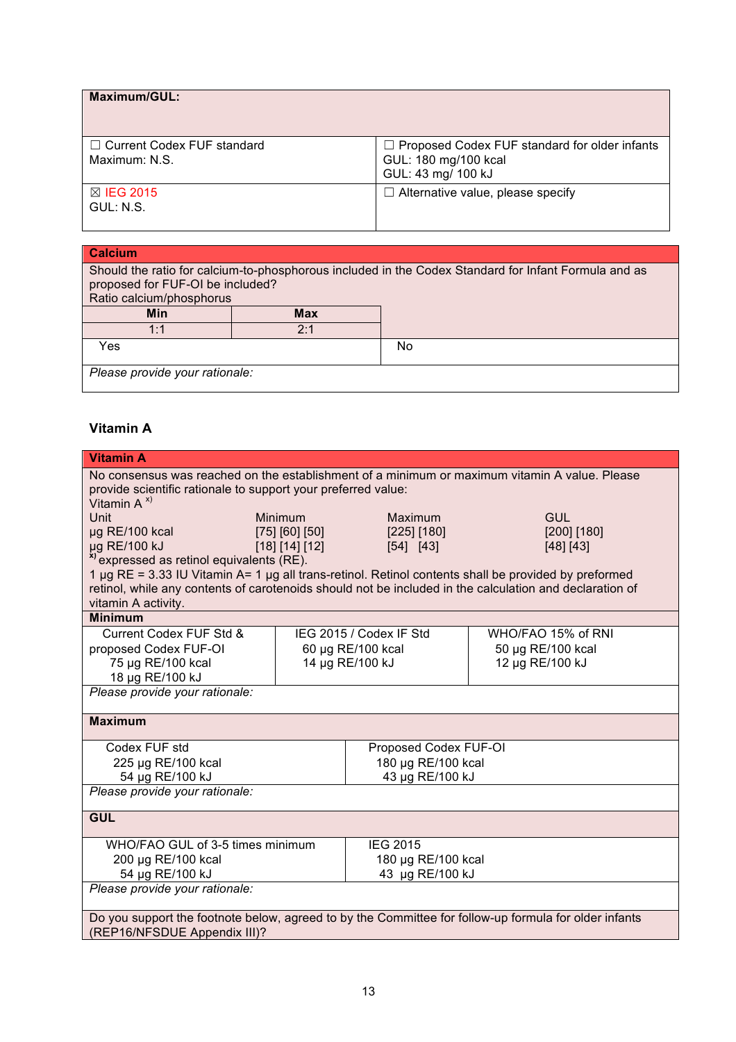| **Maximum/GUL:** | |
|---|---|
| ☐ Current Codex FUF standard<br>Maximum: N.S. | ☐ Proposed Codex FUF standard for older infants<br>GUL: 180 mg/100 kcal<br>GUL: 43 mg/ 100 kJ |
| ☒ IEG 2015<br>GUL: N.S. | ☐ Alternative value, please specify |

| **Calcium** | | |
|---|---|---|
| Should the ratio for calcium-to-phosphorous included in the Codex Standard for Infant Formula and as proposed for FUF-OI be included?<br>Ratio calcium/phosphorus | | |
| **Min** | **Max** | |
| 1:1 | 2:1 | |
| Yes | | No |
| *Please provide your rationale:* | | |

### Vitamin A

| **Vitamin A** | | | |
|---|---|---|---|
| No consensus was reached on the establishment of a minimum or maximum vitamin A value. Please provide scientific rationale to support your preferred value:<br>Vitamin A [x)] | | | |
| Unit | Minimum | Maximum | GUL |
| µg RE/100 kcal | [75] [60] [50] | [225] [180] | [200] [180] |
| µg RE/100 kJ | [18] [14] [12] | [54] [43] | [48] [43] |

[x)] expressed as retinol equivalents (RE).
1 µg RE = 3.33 IU Vitamin A= 1 µg all trans-retinol. Retinol contents shall be provided by preformed retinol, while any contents of carotenoids should not be included in the calculation and declaration of vitamin A activity.

| **Minimum** | | |
|---|---|---|
| Current Codex FUF Std & proposed Codex FUF-OI<br>75 µg RE/100 kcal<br>18 µg RE/100 kJ | IEG 2015 / Codex IF Std<br>60 µg RE/100 kcal<br>14 µg RE/100 kJ | WHO/FAO 15% of RNI<br>50 µg RE/100 kcal<br>12 µg RE/100 kJ |
| *Please provide your rationale:* | | |

| **Maximum** | |
|---|---|
| Codex FUF std<br>225 µg RE/100 kcal<br>54 µg RE/100 kJ | Proposed Codex FUF-OI<br>180 µg RE/100 kcal<br>43 µg RE/100 kJ |
| *Please provide your rationale:* | |

| **GUL** | |
|---|---|
| WHO/FAO GUL of 3-5 times minimum<br>200 µg RE/100 kcal<br>54 µg RE/100 kJ | IEG 2015<br>180 µg RE/100 kcal<br>43 µg RE/100 kJ |
| *Please provide your rationale:* | |

Do you support the footnote below, agreed to by the Committee for follow-up formula for older infants (REP16/NFSDUE Appendix III)?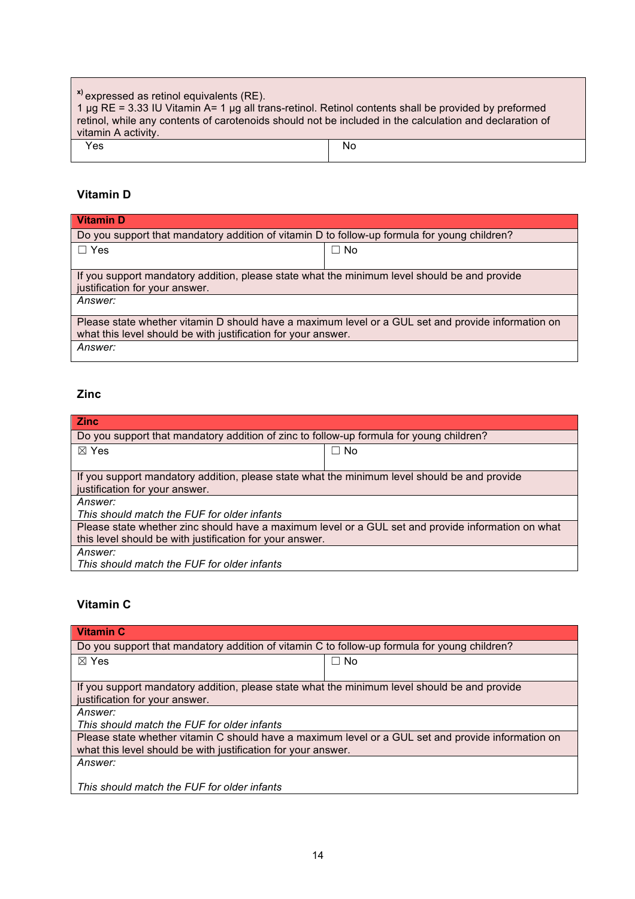| [x)] expressed as retinol equivalents (RE). 1 µg RE = 3.33 IU Vitamin A= 1 µg all trans-retinol. Retinol contents shall be provided by preformed retinol, while any contents of carotenoids should not be included in the calculation and declaration of vitamin A activity. | |
|---|---|
| Yes | No |

### Vitamin D

| **Vitamin D** | |
|---|---|
| Do you support that mandatory addition of vitamin D to follow-up formula for young children? | |
| ☐ Yes | ☐ No |
| If you support mandatory addition, please state what the minimum level should be and provide justification for your answer. | |
| *Answer:* | |
| Please state whether vitamin D should have a maximum level or a GUL set and provide information on what this level should be with justification for your answer. | |
| *Answer:* | |

### Zinc

| **Zinc** | |
|---|---|
| Do you support that mandatory addition of zinc to follow-up formula for young children? | |
| ☒ Yes | ☐ No |
| If you support mandatory addition, please state what the minimum level should be and provide justification for your answer. | |
| *Answer:* *This should match the FUF for older infants* | |
| Please state whether zinc should have a maximum level or a GUL set and provide information on what this level should be with justification for your answer. | |
| *Answer:* *This should match the FUF for older infants* | |

### Vitamin C

| **Vitamin C** | |
|---|---|
| Do you support that mandatory addition of vitamin C to follow-up formula for young children? | |
| ☒ Yes | ☐ No |
| If you support mandatory addition, please state what the minimum level should be and provide justification for your answer. | |
| *Answer:* *This should match the FUF for older infants* | |
| Please state whether vitamin C should have a maximum level or a GUL set and provide information on what this level should be with justification for your answer. | |
| *Answer:* *This should match the FUF for older infants* | |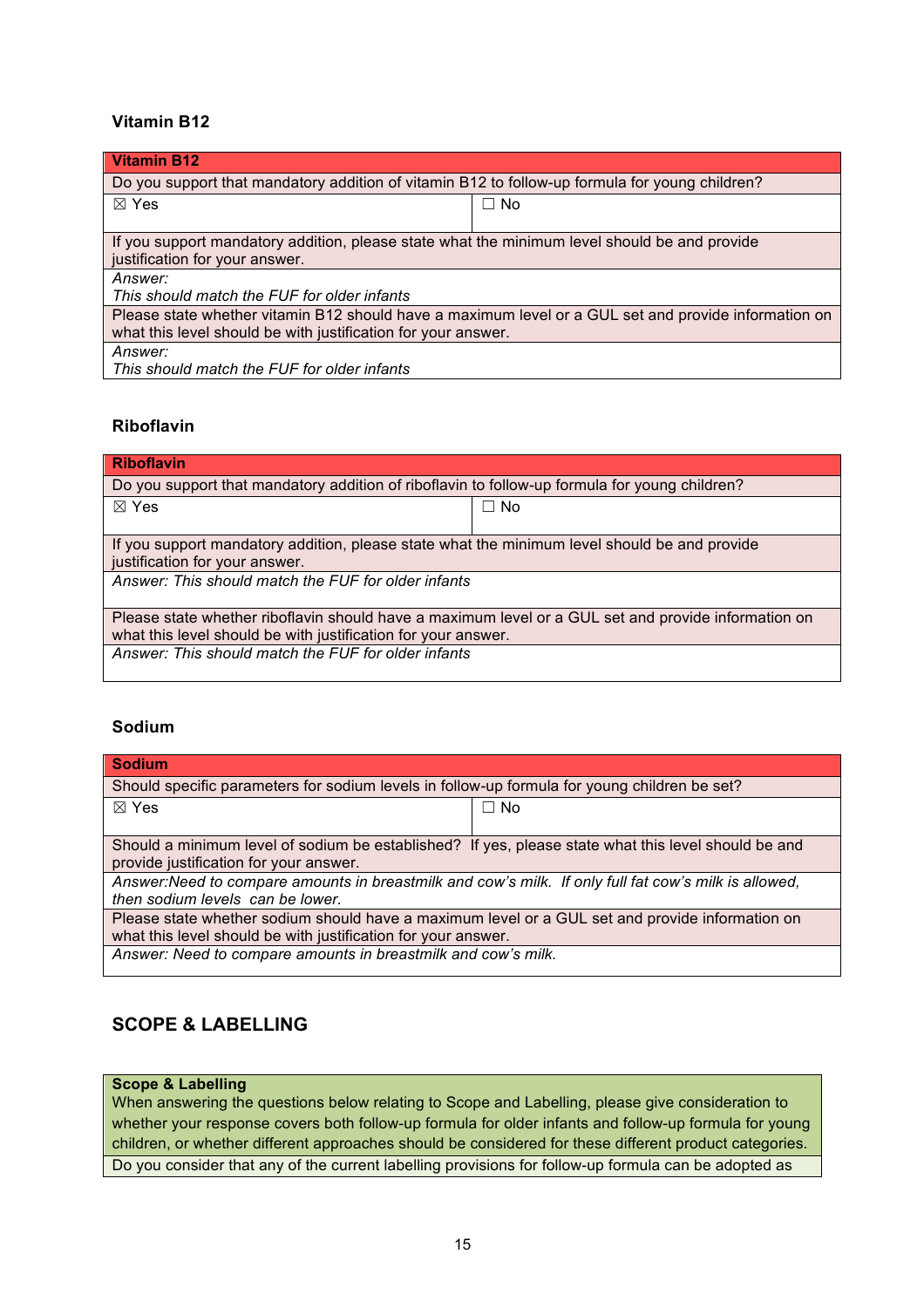### Vitamin B12

| **Vitamin B12** | |
|---|---|
| Do you support that mandatory addition of vitamin B12 to follow-up formula for young children? | |
| ☒ Yes | ☐ No |
| If you support mandatory addition, please state what the minimum level should be and provide justification for your answer. | |
| *Answer:*<br>*This should match the FUF for older infants* | |
| Please state whether vitamin B12 should have a maximum level or a GUL set and provide information on what this level should be with justification for your answer. | |
| *Answer:*<br>*This should match the FUF for older infants* | |

### Riboflavin

| **Riboflavin** | |
|---|---|
| Do you support that mandatory addition of riboflavin to follow-up formula for young children? | |
| ☒ Yes | ☐ No |
| If you support mandatory addition, please state what the minimum level should be and provide justification for your answer. | |
| *Answer: This should match the FUF for older infants* | |
| Please state whether riboflavin should have a maximum level or a GUL set and provide information on what this level should be with justification for your answer. | |
| *Answer: This should match the FUF for older infants* | |

### Sodium

| **Sodium** | |
|---|---|
| Should specific parameters for sodium levels in follow-up formula for young children be set? | |
| ☒ Yes | ☐ No |
| Should a minimum level of sodium be established? If yes, please state what this level should be and provide justification for your answer. | |
| *Answer:Need to compare amounts in breastmilk and cow's milk. If only full fat cow's milk is allowed, then sodium levels can be lower.* | |
| Please state whether sodium should have a maximum level or a GUL set and provide information on what this level should be with justification for your answer. | |
| *Answer: Need to compare amounts in breastmilk and cow's milk.* | |

## SCOPE & LABELLING

| **Scope & Labelling**<br>When answering the questions below relating to Scope and Labelling, please give consideration to whether your response covers both follow-up formula for older infants and follow-up formula for young children, or whether different approaches should be considered for these different product categories. |
|---|
| Do you consider that any of the current labelling provisions for follow-up formula can be adopted as |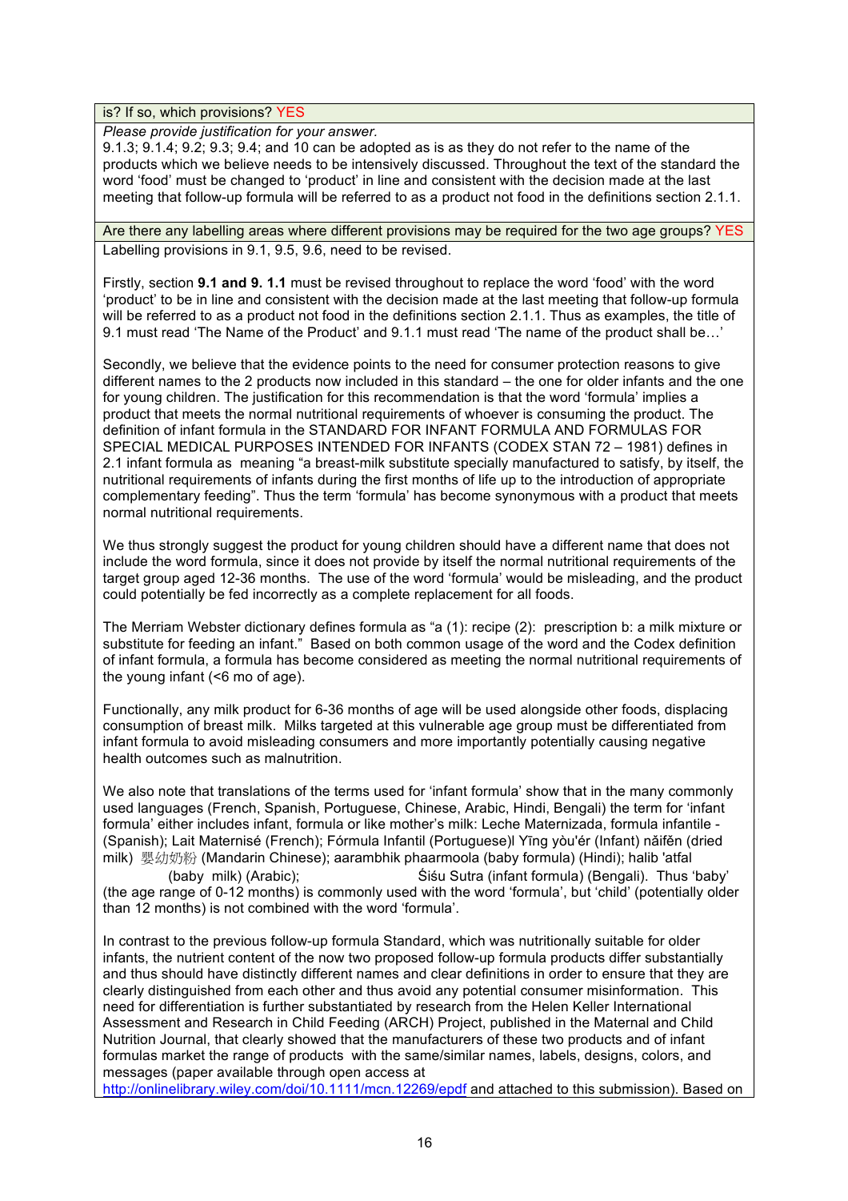| is? If so, which provisions? YES |
|---|
| *Please provide justification for your answer.*<br>9.1.3; 9.1.4; 9.2; 9.3; 9.4; and 10 can be adopted as is as they do not refer to the name of the products which we believe needs to be intensively discussed. Throughout the text of the standard the word 'food' must be changed to 'product' in line and consistent with the decision made at the last meeting that follow-up formula will be referred to as a product not food in the definitions section 2.1.1. |

| Are there any labelling areas where different provisions may be required for the two age groups? YES |
|---|

Labelling provisions in 9.1, 9.5, 9.6, need to be revised.

Firstly, section **9.1 and 9. 1.1** must be revised throughout to replace the word 'food' with the word 'product' to be in line and consistent with the decision made at the last meeting that follow-up formula will be referred to as a product not food in the definitions section 2.1.1. Thus as examples, the title of 9.1 must read 'The Name of the Product' and 9.1.1 must read 'The name of the product shall be…'

Secondly, we believe that the evidence points to the need for consumer protection reasons to give different names to the 2 products now included in this standard – the one for older infants and the one for young children. The justification for this recommendation is that the word 'formula' implies a product that meets the normal nutritional requirements of whoever is consuming the product. The definition of infant formula in the STANDARD FOR INFANT FORMULA AND FORMULAS FOR SPECIAL MEDICAL PURPOSES INTENDED FOR INFANTS (CODEX STAN 72 – 1981) defines in 2.1 infant formula as meaning "a breast-milk substitute specially manufactured to satisfy, by itself, the nutritional requirements of infants during the first months of life up to the introduction of appropriate complementary feeding". Thus the term 'formula' has become synonymous with a product that meets normal nutritional requirements.

We thus strongly suggest the product for young children should have a different name that does not include the word formula, since it does not provide by itself the normal nutritional requirements of the target group aged 12-36 months. The use of the word 'formula' would be misleading, and the product could potentially be fed incorrectly as a complete replacement for all foods.

The Merriam Webster dictionary defines formula as "a (1): recipe (2): prescription b: a milk mixture or substitute for feeding an infant." Based on both common usage of the word and the Codex definition of infant formula, a formula has become considered as meeting the normal nutritional requirements of the young infant (<6 mo of age).

Functionally, any milk product for 6-36 months of age will be used alongside other foods, displacing consumption of breast milk. Milks targeted at this vulnerable age group must be differentiated from infant formula to avoid misleading consumers and more importantly potentially causing negative health outcomes such as malnutrition.

We also note that translations of the terms used for 'infant formula' show that in the many commonly used languages (French, Spanish, Portuguese, Chinese, Arabic, Hindi, Bengali) the term for 'infant formula' either includes infant, formula or like mother's milk: Leche Maternizada, formula infantile - (Spanish); Lait Maternisé (French); Fórmula Infantil (Portuguese)l Yīng yòu'ér (Infant) nǎifěn (dried milk) 婴幼奶粉 (Mandarin Chinese); aarambhik phaarmoola (baby formula) (Hindi); halib 'atfal (baby milk) (Arabic); Śiśu Sutra (infant formula) (Bengali). Thus 'baby' (the age range of 0-12 months) is commonly used with the word 'formula', but 'child' (potentially older than 12 months) is not combined with the word 'formula'.

In contrast to the previous follow-up formula Standard, which was nutritionally suitable for older infants, the nutrient content of the now two proposed follow-up formula products differ substantially and thus should have distinctly different names and clear definitions in order to ensure that they are clearly distinguished from each other and thus avoid any potential consumer misinformation. This need for differentiation is further substantiated by research from the Helen Keller International Assessment and Research in Child Feeding (ARCH) Project, published in the Maternal and Child Nutrition Journal, that clearly showed that the manufacturers of these two products and of infant formulas market the range of products with the same/similar names, labels, designs, colors, and messages (paper available through open access at http://onlinelibrary.wiley.com/doi/10.1111/mcn.12269/epdf and attached to this submission). Based on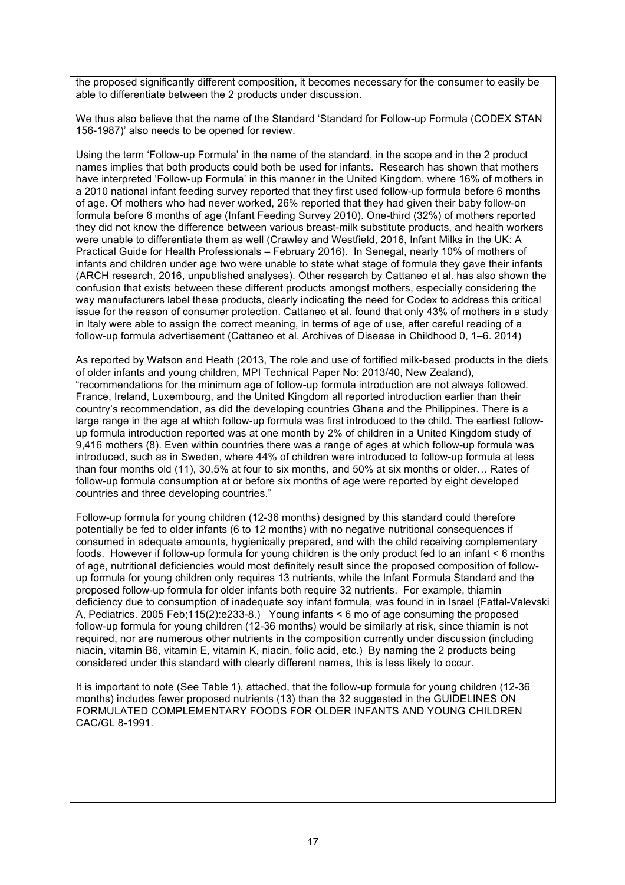the proposed significantly different composition, it becomes necessary for the consumer to easily be able to differentiate between the 2 products under discussion.

We thus also believe that the name of the Standard 'Standard for Follow-up Formula (CODEX STAN 156-1987)' also needs to be opened for review.

Using the term 'Follow-up Formula' in the name of the standard, in the scope and in the 2 product names implies that both products could both be used for infants. Research has shown that mothers have interpreted 'Follow-up Formula' in this manner in the United Kingdom, where 16% of mothers in a 2010 national infant feeding survey reported that they first used follow-up formula before 6 months of age. Of mothers who had never worked, 26% reported that they had given their baby follow-on formula before 6 months of age (Infant Feeding Survey 2010). One-third (32%) of mothers reported they did not know the difference between various breast-milk substitute products, and health workers were unable to differentiate them as well (Crawley and Westfield, 2016, Infant Milks in the UK: A Practical Guide for Health Professionals – February 2016). In Senegal, nearly 10% of mothers of infants and children under age two were unable to state what stage of formula they gave their infants (ARCH research, 2016, unpublished analyses). Other research by Cattaneo et al. has also shown the confusion that exists between these different products amongst mothers, especially considering the way manufacturers label these products, clearly indicating the need for Codex to address this critical issue for the reason of consumer protection. Cattaneo et al. found that only 43% of mothers in a study in Italy were able to assign the correct meaning, in terms of age of use, after careful reading of a follow-up formula advertisement (Cattaneo et al. Archives of Disease in Childhood 0, 1–6. 2014)

As reported by Watson and Heath (2013, The role and use of fortified milk-based products in the diets of older infants and young children, MPI Technical Paper No: 2013/40, New Zealand), "recommendations for the minimum age of follow-up formula introduction are not always followed. France, Ireland, Luxembourg, and the United Kingdom all reported introduction earlier than their country's recommendation, as did the developing countries Ghana and the Philippines. There is a large range in the age at which follow-up formula was first introduced to the child. The earliest follow-up formula introduction reported was at one month by 2% of children in a United Kingdom study of 9,416 mothers (8). Even within countries there was a range of ages at which follow-up formula was introduced, such as in Sweden, where 44% of children were introduced to follow-up formula at less than four months old (11), 30.5% at four to six months, and 50% at six months or older… Rates of follow-up formula consumption at or before six months of age were reported by eight developed countries and three developing countries."

Follow-up formula for young children (12-36 months) designed by this standard could therefore potentially be fed to older infants (6 to 12 months) with no negative nutritional consequences if consumed in adequate amounts, hygienically prepared, and with the child receiving complementary foods. However if follow-up formula for young children is the only product fed to an infant < 6 months of age, nutritional deficiencies would most definitely result since the proposed composition of follow-up formula for young children only requires 13 nutrients, while the Infant Formula Standard and the proposed follow-up formula for older infants both require 32 nutrients. For example, thiamin deficiency due to consumption of inadequate soy infant formula, was found in in Israel (Fattal-Valevski A, Pediatrics. 2005 Feb;115(2):e233-8.) Young infants < 6 mo of age consuming the proposed follow-up formula for young children (12-36 months) would be similarly at risk, since thiamin is not required, nor are numerous other nutrients in the composition currently under discussion (including niacin, vitamin B6, vitamin E, vitamin K, niacin, folic acid, etc.) By naming the 2 products being considered under this standard with clearly different names, this is less likely to occur.

It is important to note (See Table 1), attached, that the follow-up formula for young children (12-36 months) includes fewer proposed nutrients (13) than the 32 suggested in the GUIDELINES ON FORMULATED COMPLEMENTARY FOODS FOR OLDER INFANTS AND YOUNG CHILDREN CAC/GL 8-1991.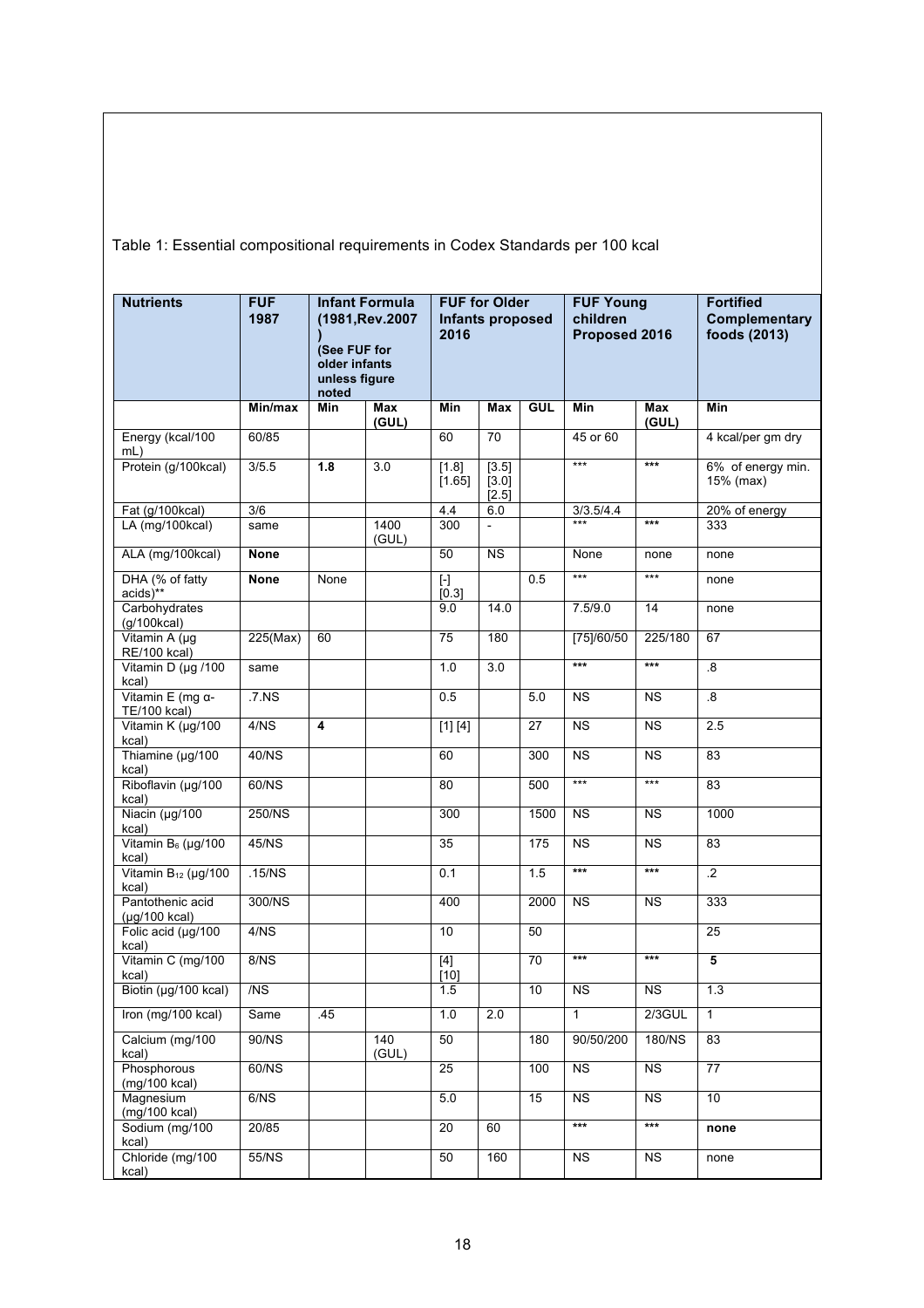Table 1: Essential compositional requirements in Codex Standards per 100 kcal

| Nutrients | FUF 1987 | Infant Formula (1981,Rev.2007) (See FUF for older infants unless figure noted | | FUF for Older Infants proposed 2016 | | | FUF Young children Proposed 2016 | | Fortified Complementary foods (2013) |
|---|---|---|---|---|---|---|---|---|---|
| | Min/max | Min | Max (GUL) | Min | Max | GUL | Min | Max (GUL) | Min |
| Energy (kcal/100 mL) | 60/85 | | | 60 | 70 | | 45 or 60 | | 4 kcal/per gm dry |
| Protein (g/100kcal) | 3/5.5 | **1.8** | 3.0 | [1.8] [1.65] | [3.5] [3.0] [2.5] | | *** | *** | 6% of energy min. 15% (max) |
| Fat (g/100kcal) | 3/6 | | | 4.4 | 6.0 | | 3/3.5/4.4 | | 20% of energy |
| LA (mg/100kcal) | same | | 1400 (GUL) | 300 | - | | *** | *** | 333 |
| ALA (mg/100kcal) | **None** | | | 50 | NS | | None | none | none |
| DHA (% of fatty acids)** | **None** | None | | [-] [0.3] | | 0.5 | *** | *** | none |
| Carbohydrates (g/100kcal) | | | | 9.0 | 14.0 | | 7.5/9.0 | 14 | none |
| Vitamin A (µg RE/100 kcal) | 225(Max) | 60 | | 75 | 180 | | [75]/60/50 | 225/180 | 67 |
| Vitamin D (µg /100 kcal) | same | | | 1.0 | 3.0 | | *** | *** | .8 |
| Vitamin E (mg α-TE/100 kcal) | .7.NS | | | 0.5 | | 5.0 | NS | NS | .8 |
| Vitamin K (µg/100 kcal) | 4/NS | **4** | | [1] [4] | | 27 | NS | NS | 2.5 |
| Thiamine (µg/100 kcal) | 40/NS | | | 60 | | 300 | NS | NS | 83 |
| Riboflavin (µg/100 kcal) | 60/NS | | | 80 | | 500 | *** | *** | 83 |
| Niacin (µg/100 kcal) | 250/NS | | | 300 | | 1500 | NS | NS | 1000 |
| Vitamin $B_6$ (µg/100 kcal) | 45/NS | | | 35 | | 175 | NS | NS | 83 |
| Vitamin $B_{12}$ (µg/100 kcal) | .15/NS | | | 0.1 | | 1.5 | *** | *** | .2 |
| Pantothenic acid (µg/100 kcal) | 300/NS | | | 400 | | 2000 | NS | NS | 333 |
| Folic acid (µg/100 kcal) | 4/NS | | | 10 | | 50 | | | 25 |
| Vitamin C (mg/100 kcal) | 8/NS | | | [4] [10] | | 70 | *** | *** | **5** |
| Biotin (µg/100 kcal) | /NS | | | 1.5 | | 10 | NS | NS | 1.3 |
| Iron (mg/100 kcal) | Same | .45 | | 1.0 | 2.0 | | 1 | 2/3GUL | 1 |
| Calcium (mg/100 kcal) | 90/NS | | 140 (GUL) | 50 | | 180 | 90/50/200 | 180/NS | 83 |
| Phosphorous (mg/100 kcal) | 60/NS | | | 25 | | 100 | NS | NS | 77 |
| Magnesium (mg/100 kcal) | 6/NS | | | 5.0 | | 15 | NS | NS | 10 |
| Sodium (mg/100 kcal) | 20/85 | | | 20 | 60 | | *** | *** | **none** |
| Chloride (mg/100 kcal) | 55/NS | | | 50 | 160 | | NS | NS | none |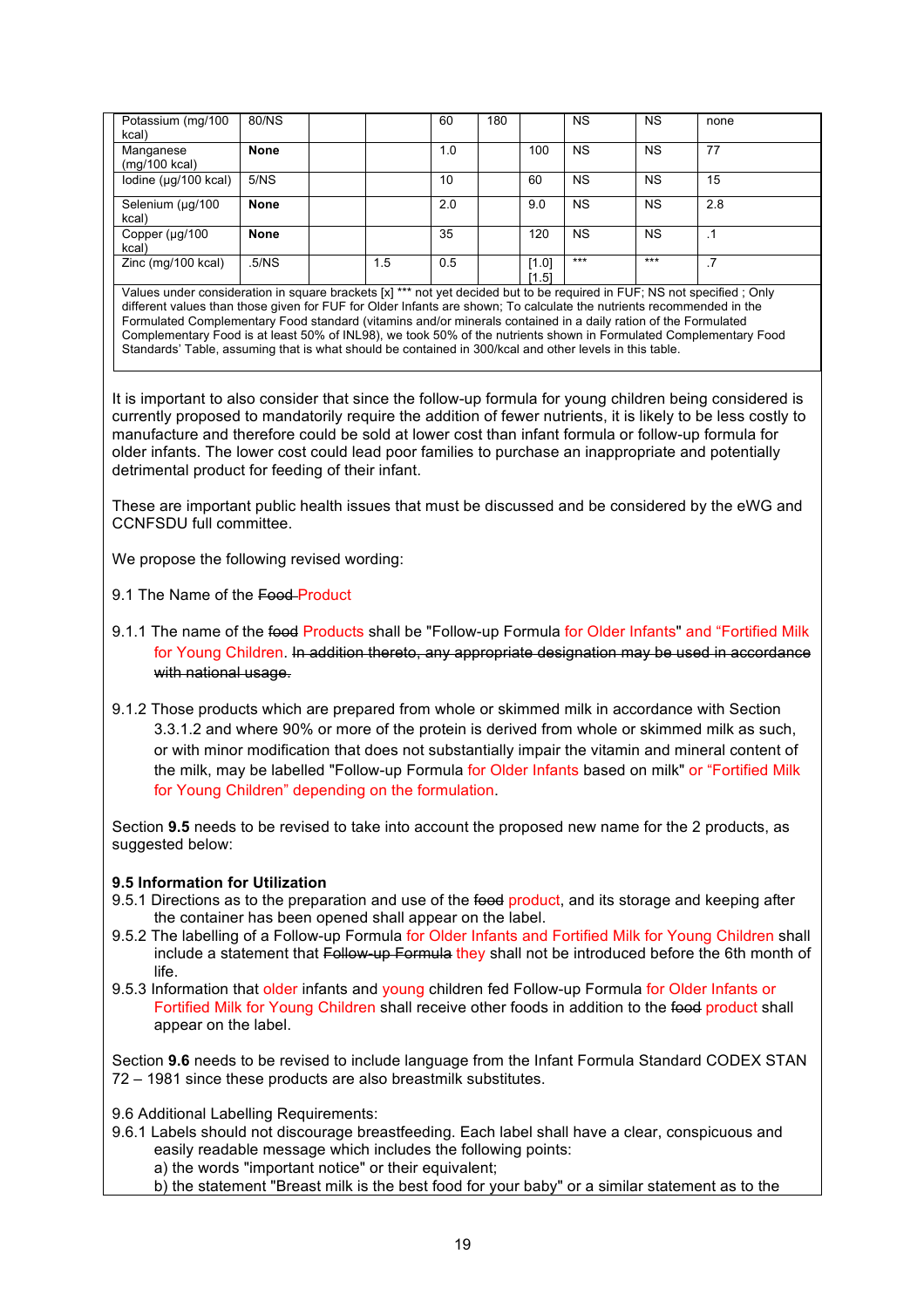| | | | | | | | | | |
|---|---|---|---|---|---|---|---|---|---|
| Potassium (mg/100 kcal) | 80/NS | | | 60 | 180 | | NS | NS | none |
| Manganese (mg/100 kcal) | **None** | | | 1.0 | | 100 | NS | NS | 77 |
| Iodine (µg/100 kcal) | 5/NS | | | 10 | | 60 | NS | NS | 15 |
| Selenium (µg/100 kcal) | **None** | | | 2.0 | | 9.0 | NS | NS | 2.8 |
| Copper (µg/100 kcal) | **None** | | | 35 | | 120 | NS | NS | .1 |
| Zinc (mg/100 kcal) | .5/NS | | 1.5 | 0.5 | | [1.0] [1.5] | *** | *** | .7 |

Values under consideration in square brackets [x] *** not yet decided but to be required in FUF; NS not specified ; Only different values than those given for FUF for Older Infants are shown; To calculate the nutrients recommended in the Formulated Complementary Food standard (vitamins and/or minerals contained in a daily ration of the Formulated Complementary Food is at least 50% of INL98), we took 50% of the nutrients shown in Formulated Complementary Food Standards' Table, assuming that is what should be contained in 300/kcal and other levels in this table.

It is important to also consider that since the follow-up formula for young children being considered is currently proposed to mandatorily require the addition of fewer nutrients, it is likely to be less costly to manufacture and therefore could be sold at lower cost than infant formula or follow-up formula for older infants. The lower cost could lead poor families to purchase an inappropriate and potentially detrimental product for feeding of their infant.

These are important public health issues that must be discussed and be considered by the eWG and CCNFSDU full committee.

We propose the following revised wording:

9.1 The Name of the ~~Food~~ Product

9.1.1 The name of the ~~food~~ Products shall be "Follow-up Formula for Older Infants" and "Fortified Milk for Young Children. ~~In addition thereto, any appropriate designation may be used in accordance with national usage.~~

9.1.2 Those products which are prepared from whole or skimmed milk in accordance with Section 3.3.1.2 and where 90% or more of the protein is derived from whole or skimmed milk as such, or with minor modification that does not substantially impair the vitamin and mineral content of the milk, may be labelled "Follow-up Formula for Older Infants based on milk" or "Fortified Milk for Young Children" depending on the formulation.

Section **9.5** needs to be revised to take into account the proposed new name for the 2 products, as suggested below:

**9.5 Information for Utilization**

9.5.1 Directions as to the preparation and use of the ~~food~~ product, and its storage and keeping after the container has been opened shall appear on the label.

9.5.2 The labelling of a Follow-up Formula for Older Infants and Fortified Milk for Young Children shall include a statement that ~~Follow-up Formula~~ they shall not be introduced before the 6th month of life.

9.5.3 Information that older infants and young children fed Follow-up Formula for Older Infants or Fortified Milk for Young Children shall receive other foods in addition to the ~~food~~ product shall appear on the label.

Section **9.6** needs to be revised to include language from the Infant Formula Standard CODEX STAN 72 – 1981 since these products are also breastmilk substitutes.

9.6 Additional Labelling Requirements:

9.6.1 Labels should not discourage breastfeeding. Each label shall have a clear, conspicuous and easily readable message which includes the following points:

a) the words "important notice" or their equivalent;

b) the statement "Breast milk is the best food for your baby" or a similar statement as to the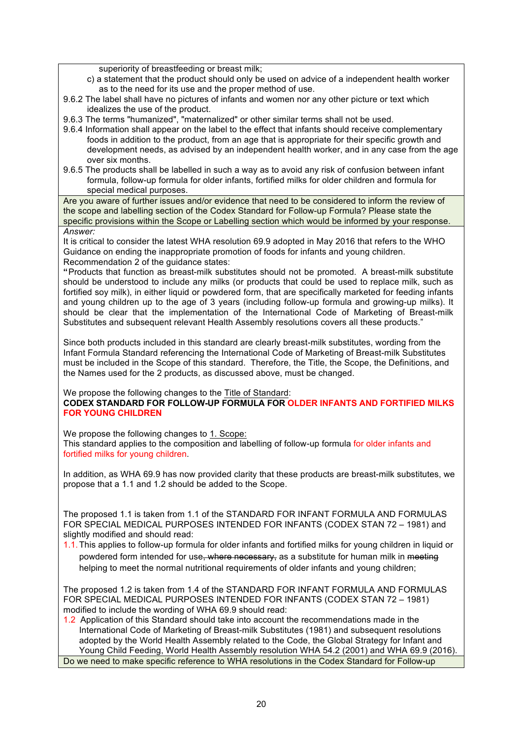superiority of breastfeeding or breast milk;

c) a statement that the product should only be used on advice of a independent health worker as to the need for its use and the proper method of use.

9.6.2 The label shall have no pictures of infants and women nor any other picture or text which idealizes the use of the product.

9.6.3 The terms "humanized", "maternalized" or other similar terms shall not be used.

9.6.4 Information shall appear on the label to the effect that infants should receive complementary foods in addition to the product, from an age that is appropriate for their specific growth and development needs, as advised by an independent health worker, and in any case from the age over six months.

9.6.5 The products shall be labelled in such a way as to avoid any risk of confusion between infant formula, follow-up formula for older infants, fortified milks for older children and formula for special medical purposes.

Are you aware of further issues and/or evidence that need to be considered to inform the review of the scope and labelling section of the Codex Standard for Follow-up Formula? Please state the specific provisions within the Scope or Labelling section which would be informed by your response.

*Answer:*

It is critical to consider the latest WHA resolution 69.9 adopted in May 2016 that refers to the WHO Guidance on ending the inappropriate promotion of foods for infants and young children. Recommendation 2 of the guidance states:

"Products that function as breast-milk substitutes should not be promoted. A breast-milk substitute should be understood to include any milks (or products that could be used to replace milk, such as fortified soy milk), in either liquid or powdered form, that are specifically marketed for feeding infants and young children up to the age of 3 years (including follow-up formula and growing-up milks). It should be clear that the implementation of the International Code of Marketing of Breast-milk Substitutes and subsequent relevant Health Assembly resolutions covers all these products."

Since both products included in this standard are clearly breast-milk substitutes, wording from the Infant Formula Standard referencing the International Code of Marketing of Breast-milk Substitutes must be included in the Scope of this standard. Therefore, the Title, the Scope, the Definitions, and the Names used for the 2 products, as discussed above, must be changed.

We propose the following changes to the Title of Standard:

**CODEX STANDARD FOR FOLLOW-UP FORMULA FOR OLDER INFANTS AND FORTIFIED MILKS FOR YOUNG CHILDREN**

We propose the following changes to 1. Scope:

This standard applies to the composition and labelling of follow-up formula for older infants and fortified milks for young children.

In addition, as WHA 69.9 has now provided clarity that these products are breast-milk substitutes, we propose that a 1.1 and 1.2 should be added to the Scope.

The proposed 1.1 is taken from 1.1 of the STANDARD FOR INFANT FORMULA AND FORMULAS FOR SPECIAL MEDICAL PURPOSES INTENDED FOR INFANTS (CODEX STAN 72 – 1981) and slightly modified and should read:

1.1. This applies to follow-up formula for older infants and fortified milks for young children in liquid or powdered form intended for use~~, where necessary,~~ as a substitute for human milk in ~~meeting~~ helping to meet the normal nutritional requirements of older infants and young children;

The proposed 1.2 is taken from 1.4 of the STANDARD FOR INFANT FORMULA AND FORMULAS FOR SPECIAL MEDICAL PURPOSES INTENDED FOR INFANTS (CODEX STAN 72 – 1981) modified to include the wording of WHA 69.9 should read:

1.2 Application of this Standard should take into account the recommendations made in the International Code of Marketing of Breast-milk Substitutes (1981) and subsequent resolutions adopted by the World Health Assembly related to the Code, the Global Strategy for Infant and Young Child Feeding, World Health Assembly resolution WHA 54.2 (2001) and WHA 69.9 (2016).

Do we need to make specific reference to WHA resolutions in the Codex Standard for Follow-up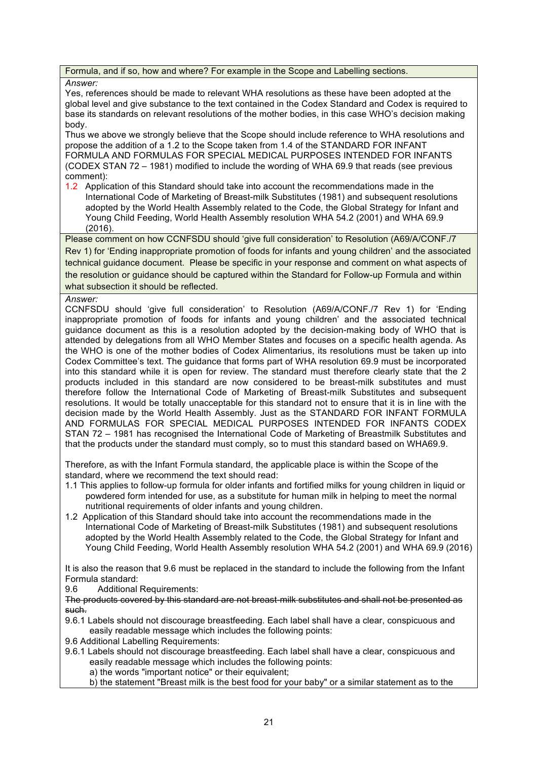Formula, and if so, how and where? For example in the Scope and Labelling sections.

*Answer:*

Yes, references should be made to relevant WHA resolutions as these have been adopted at the global level and give substance to the text contained in the Codex Standard and Codex is required to base its standards on relevant resolutions of the mother bodies, in this case WHO's decision making body.

Thus we above we strongly believe that the Scope should include reference to WHA resolutions and propose the addition of a 1.2 to the Scope taken from 1.4 of the STANDARD FOR INFANT FORMULA AND FORMULAS FOR SPECIAL MEDICAL PURPOSES INTENDED FOR INFANTS (CODEX STAN 72 – 1981) modified to include the wording of WHA 69.9 that reads (see previous comment):

1.2 Application of this Standard should take into account the recommendations made in the International Code of Marketing of Breast-milk Substitutes (1981) and subsequent resolutions adopted by the World Health Assembly related to the Code, the Global Strategy for Infant and Young Child Feeding, World Health Assembly resolution WHA 54.2 (2001) and WHA 69.9 (2016).

Please comment on how CCNFSDU should 'give full consideration' to Resolution (A69/A/CONF./7 Rev 1) for 'Ending inappropriate promotion of foods for infants and young children' and the associated technical guidance document. Please be specific in your response and comment on what aspects of the resolution or guidance should be captured within the Standard for Follow-up Formula and within what subsection it should be reflected.

*Answer:*

CCNFSDU should 'give full consideration' to Resolution (A69/A/CONF./7 Rev 1) for 'Ending inappropriate promotion of foods for infants and young children' and the associated technical guidance document as this is a resolution adopted by the decision-making body of WHO that is attended by delegations from all WHO Member States and focuses on a specific health agenda. As the WHO is one of the mother bodies of Codex Alimentarius, its resolutions must be taken up into Codex Committee's text. The guidance that forms part of WHA resolution 69.9 must be incorporated into this standard while it is open for review. The standard must therefore clearly state that the 2 products included in this standard are now considered to be breast-milk substitutes and must therefore follow the International Code of Marketing of Breast-milk Substitutes and subsequent resolutions. It would be totally unacceptable for this standard not to ensure that it is in line with the decision made by the World Health Assembly. Just as the STANDARD FOR INFANT FORMULA AND FORMULAS FOR SPECIAL MEDICAL PURPOSES INTENDED FOR INFANTS CODEX STAN 72 – 1981 has recognised the International Code of Marketing of Breastmilk Substitutes and that the products under the standard must comply, so to must this standard based on WHA69.9.

Therefore, as with the Infant Formula standard, the applicable place is within the Scope of the standard, where we recommend the text should read:

1.1 This applies to follow-up formula for older infants and fortified milks for young children in liquid or powdered form intended for use, as a substitute for human milk in helping to meet the normal nutritional requirements of older infants and young children.

1.2 Application of this Standard should take into account the recommendations made in the International Code of Marketing of Breast-milk Substitutes (1981) and subsequent resolutions adopted by the World Health Assembly related to the Code, the Global Strategy for Infant and Young Child Feeding, World Health Assembly resolution WHA 54.2 (2001) and WHA 69.9 (2016)

It is also the reason that 9.6 must be replaced in the standard to include the following from the Infant Formula standard:

9.6 Additional Requirements:

~~The products covered by this standard are not breast-milk substitutes and shall not be presented as such.~~

9.6.1 Labels should not discourage breastfeeding. Each label shall have a clear, conspicuous and easily readable message which includes the following points:

9.6 Additional Labelling Requirements:

9.6.1 Labels should not discourage breastfeeding. Each label shall have a clear, conspicuous and easily readable message which includes the following points:

a) the words "important notice" or their equivalent;

b) the statement "Breast milk is the best food for your baby" or a similar statement as to the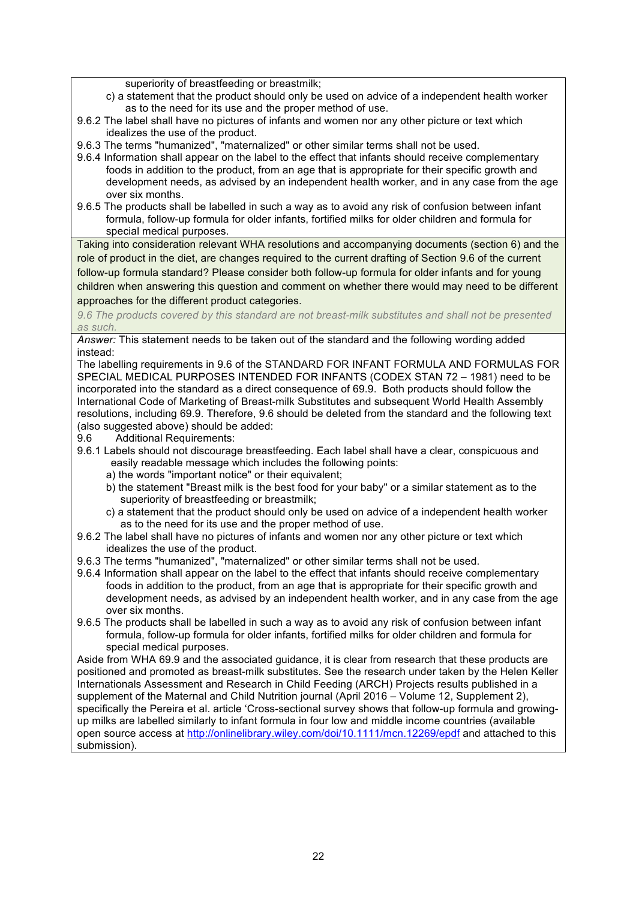superiority of breastfeeding or breastmilk;

c) a statement that the product should only be used on advice of a independent health worker as to the need for its use and the proper method of use.

9.6.2 The label shall have no pictures of infants and women nor any other picture or text which idealizes the use of the product.

9.6.3 The terms "humanized", "maternalized" or other similar terms shall not be used.

9.6.4 Information shall appear on the label to the effect that infants should receive complementary foods in addition to the product, from an age that is appropriate for their specific growth and development needs, as advised by an independent health worker, and in any case from the age over six months.

9.6.5 The products shall be labelled in such a way as to avoid any risk of confusion between infant formula, follow-up formula for older infants, fortified milks for older children and formula for special medical purposes.

Taking into consideration relevant WHA resolutions and accompanying documents (section 6) and the role of product in the diet, are changes required to the current drafting of Section 9.6 of the current follow-up formula standard? Please consider both follow-up formula for older infants and for young children when answering this question and comment on whether there would may need to be different approaches for the different product categories.

*9.6 The products covered by this standard are not breast-milk substitutes and shall not be presented as such.*

*Answer:* This statement needs to be taken out of the standard and the following wording added instead:

The labelling requirements in 9.6 of the STANDARD FOR INFANT FORMULA AND FORMULAS FOR SPECIAL MEDICAL PURPOSES INTENDED FOR INFANTS (CODEX STAN 72 – 1981) need to be incorporated into the standard as a direct consequence of 69.9. Both products should follow the International Code of Marketing of Breast-milk Substitutes and subsequent World Health Assembly resolutions, including 69.9. Therefore, 9.6 should be deleted from the standard and the following text (also suggested above) should be added:

9.6 Additional Requirements:

9.6.1 Labels should not discourage breastfeeding. Each label shall have a clear, conspicuous and easily readable message which includes the following points:

a) the words "important notice" or their equivalent;

b) the statement "Breast milk is the best food for your baby" or a similar statement as to the superiority of breastfeeding or breastmilk;

c) a statement that the product should only be used on advice of a independent health worker as to the need for its use and the proper method of use.

9.6.2 The label shall have no pictures of infants and women nor any other picture or text which idealizes the use of the product.

9.6.3 The terms "humanized", "maternalized" or other similar terms shall not be used.

9.6.4 Information shall appear on the label to the effect that infants should receive complementary foods in addition to the product, from an age that is appropriate for their specific growth and development needs, as advised by an independent health worker, and in any case from the age over six months.

9.6.5 The products shall be labelled in such a way as to avoid any risk of confusion between infant formula, follow-up formula for older infants, fortified milks for older children and formula for special medical purposes.

Aside from WHA 69.9 and the associated guidance, it is clear from research that these products are positioned and promoted as breast-milk substitutes. See the research under taken by the Helen Keller Internationals Assessment and Research in Child Feeding (ARCH) Projects results published in a supplement of the Maternal and Child Nutrition journal (April 2016 – Volume 12, Supplement 2), specifically the Pereira et al. article 'Cross-sectional survey shows that follow-up formula and growing-up milks are labelled similarly to infant formula in four low and middle income countries (available open source access at http://onlinelibrary.wiley.com/doi/10.1111/mcn.12269/epdf and attached to this submission).